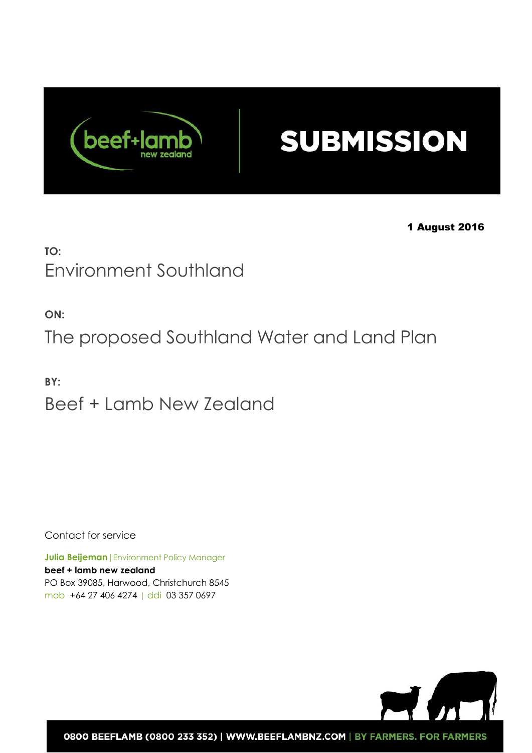# SUBMISSION

**1 August 2016**

**TO:**

Environment Southland

**ON:**

The proposed Southland Water and Land Plan

**BY:**

Beef + Lamb New Zealand

Contact for service

**Julia Beijeman** | Environment Policy Manager
**beef + lamb new zealand**
PO Box 39085, Harwood, Christchurch 8545
mob +64 27 406 4274 | ddi 03 357 0697

**0800 BEEFLAMB (0800 233 352) | WWW.BEEFLAMBNZ.COM | BY FARMERS. FOR FARMERS**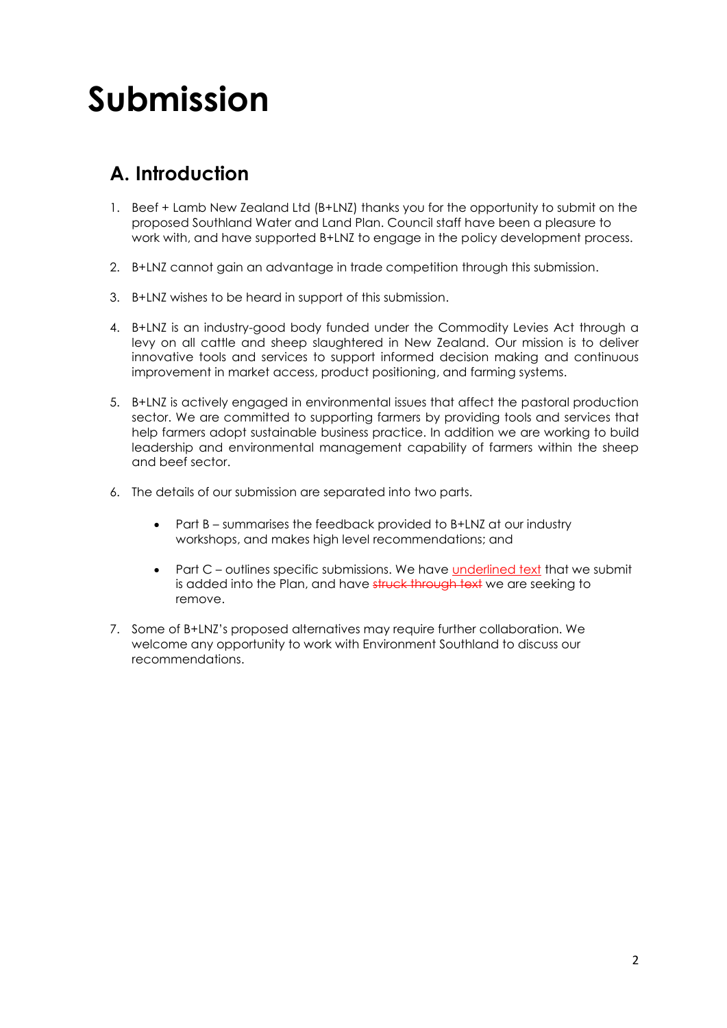# Submission

## A. Introduction

1. Beef + Lamb New Zealand Ltd (B+LNZ) thanks you for the opportunity to submit on the proposed Southland Water and Land Plan. Council staff have been a pleasure to work with, and have supported B+LNZ to engage in the policy development process.

2. B+LNZ cannot gain an advantage in trade competition through this submission.

3. B+LNZ wishes to be heard in support of this submission.

4. B+LNZ is an industry-good body funded under the Commodity Levies Act through a levy on all cattle and sheep slaughtered in New Zealand. Our mission is to deliver innovative tools and services to support informed decision making and continuous improvement in market access, product positioning, and farming systems.

5. B+LNZ is actively engaged in environmental issues that affect the pastoral production sector. We are committed to supporting farmers by providing tools and services that help farmers adopt sustainable business practice. In addition we are working to build leadership and environmental management capability of farmers within the sheep and beef sector.

6. The details of our submission are separated into two parts.

   - Part B – summarises the feedback provided to B+LNZ at our industry workshops, and makes high level recommendations; and
   - Part C – outlines specific submissions. We have <u>underlined text</u> that we submit is added into the Plan, and have ~~struck through text~~ we are seeking to remove.

7. Some of B+LNZ's proposed alternatives may require further collaboration. We welcome any opportunity to work with Environment Southland to discuss our recommendations.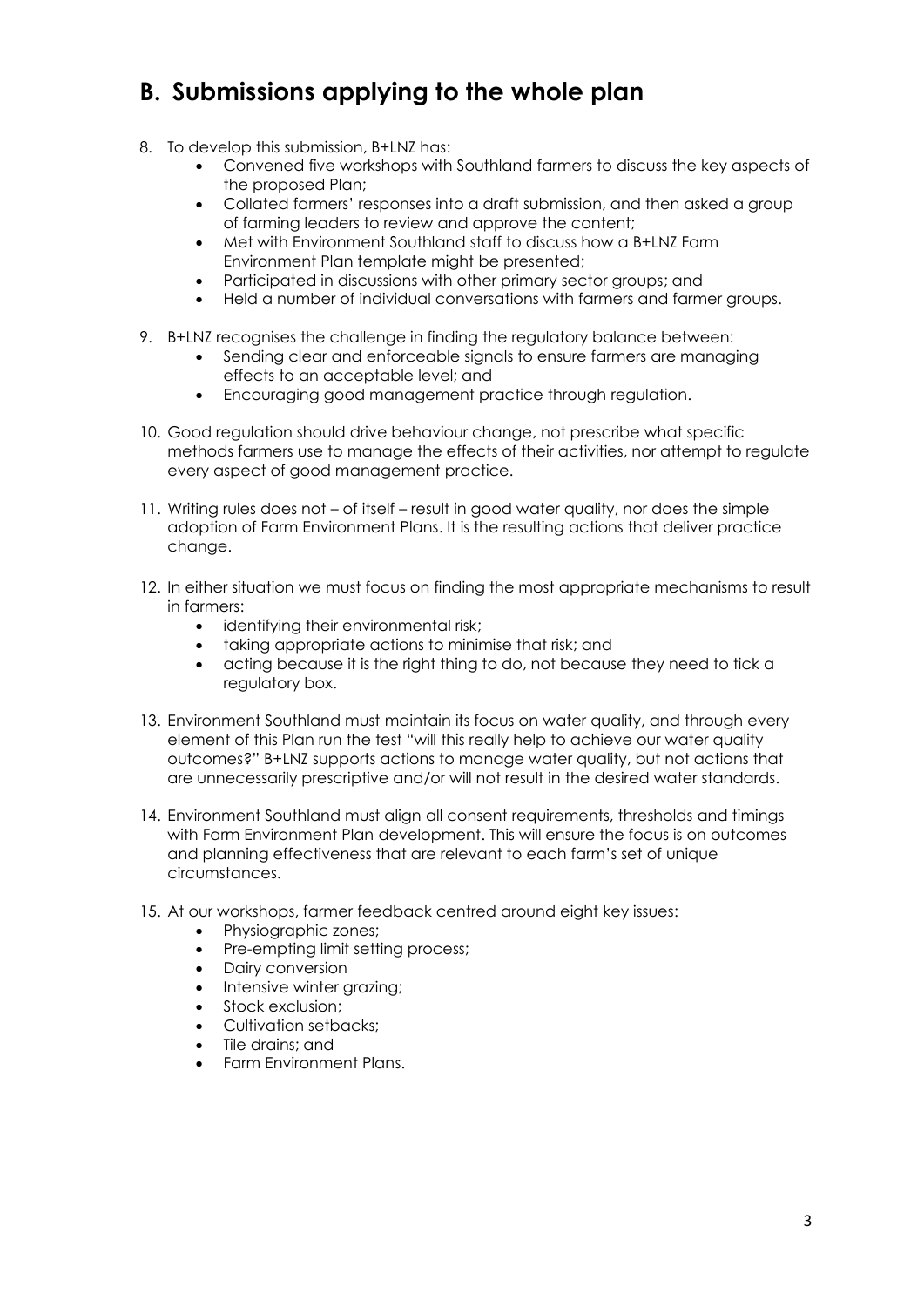## B. Submissions applying to the whole plan

8. To develop this submission, B+LNZ has:
    - Convened five workshops with Southland farmers to discuss the key aspects of the proposed Plan;
    - Collated farmers' responses into a draft submission, and then asked a group of farming leaders to review and approve the content;
    - Met with Environment Southland staff to discuss how a B+LNZ Farm Environment Plan template might be presented;
    - Participated in discussions with other primary sector groups; and
    - Held a number of individual conversations with farmers and farmer groups.

9. B+LNZ recognises the challenge in finding the regulatory balance between:
    - Sending clear and enforceable signals to ensure farmers are managing effects to an acceptable level; and
    - Encouraging good management practice through regulation.

10. Good regulation should drive behaviour change, not prescribe what specific methods farmers use to manage the effects of their activities, nor attempt to regulate every aspect of good management practice.

11. Writing rules does not – of itself – result in good water quality, nor does the simple adoption of Farm Environment Plans. It is the resulting actions that deliver practice change.

12. In either situation we must focus on finding the most appropriate mechanisms to result in farmers:
    - identifying their environmental risk;
    - taking appropriate actions to minimise that risk; and
    - acting because it is the right thing to do, not because they need to tick a regulatory box.

13. Environment Southland must maintain its focus on water quality, and through every element of this Plan run the test "will this really help to achieve our water quality outcomes?" B+LNZ supports actions to manage water quality, but not actions that are unnecessarily prescriptive and/or will not result in the desired water standards.

14. Environment Southland must align all consent requirements, thresholds and timings with Farm Environment Plan development. This will ensure the focus is on outcomes and planning effectiveness that are relevant to each farm's set of unique circumstances.

15. At our workshops, farmer feedback centred around eight key issues:
    - Physiographic zones;
    - Pre-empting limit setting process;
    - Dairy conversion
    - Intensive winter grazing;
    - Stock exclusion;
    - Cultivation setbacks;
    - Tile drains; and
    - Farm Environment Plans.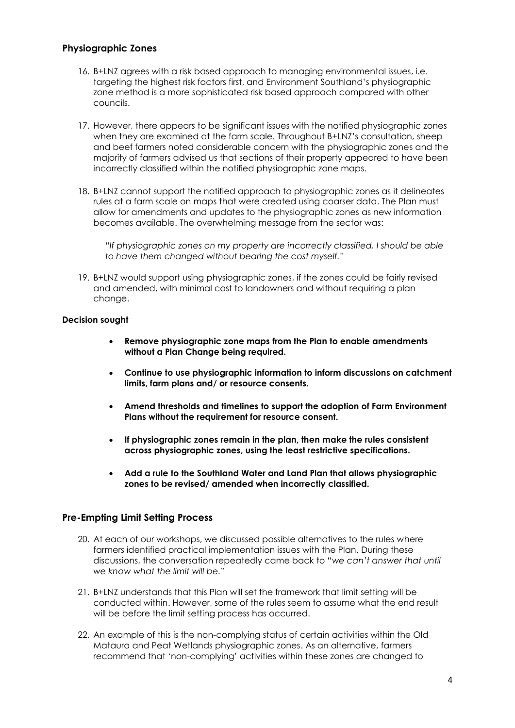## Physiographic Zones

16. B+LNZ agrees with a risk based approach to managing environmental issues, i.e. targeting the highest risk factors first, and Environment Southland's physiographic zone method is a more sophisticated risk based approach compared with other councils.

17. However, there appears to be significant issues with the notified physiographic zones when they are examined at the farm scale. Throughout B+LNZ's consultation, sheep and beef farmers noted considerable concern with the physiographic zones and the majority of farmers advised us that sections of their property appeared to have been incorrectly classified within the notified physiographic zone maps.

18. B+LNZ cannot support the notified approach to physiographic zones as it delineates rules at a farm scale on maps that were created using coarser data. The Plan must allow for amendments and updates to the physiographic zones as new information becomes available. The overwhelming message from the sector was:

    *"If physiographic zones on my property are incorrectly classified, I should be able to have them changed without bearing the cost myself."*

19. B+LNZ would support using physiographic zones, if the zones could be fairly revised and amended, with minimal cost to landowners and without requiring a plan change.

**Decision sought**

- **Remove physiographic zone maps from the Plan to enable amendments without a Plan Change being required.**
- **Continue to use physiographic information to inform discussions on catchment limits, farm plans and/ or resource consents.**
- **Amend thresholds and timelines to support the adoption of Farm Environment Plans without the requirement for resource consent.**
- **If physiographic zones remain in the plan, then make the rules consistent across physiographic zones, using the least restrictive specifications.**
- **Add a rule to the Southland Water and Land Plan that allows physiographic zones to be revised/ amended when incorrectly classified.**

## Pre-Empting Limit Setting Process

20. At each of our workshops, we discussed possible alternatives to the rules where farmers identified practical implementation issues with the Plan. During these discussions, the conversation repeatedly came back to "*we can't answer that until we know what the limit will be.*"

21. B+LNZ understands that this Plan will set the framework that limit setting will be conducted within. However, some of the rules seem to assume what the end result will be before the limit setting process has occurred.

22. An example of this is the non-complying status of certain activities within the Old Mataura and Peat Wetlands physiographic zones. As an alternative, farmers recommend that 'non-complying' activities within these zones are changed to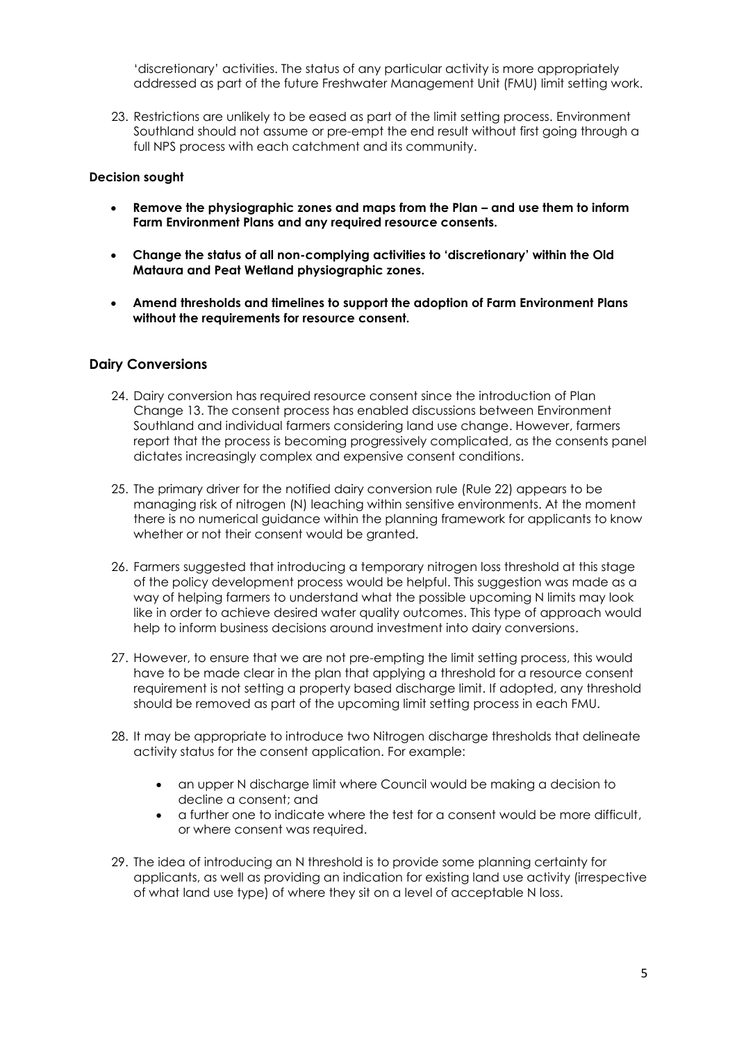'discretionary' activities. The status of any particular activity is more appropriately addressed as part of the future Freshwater Management Unit (FMU) limit setting work.

23. Restrictions are unlikely to be eased as part of the limit setting process. Environment Southland should not assume or pre-empt the end result without first going through a full NPS process with each catchment and its community.

**Decision sought**

- **Remove the physiographic zones and maps from the Plan – and use them to inform Farm Environment Plans and any required resource consents.**
- **Change the status of all non-complying activities to 'discretionary' within the Old Mataura and Peat Wetland physiographic zones.**
- **Amend thresholds and timelines to support the adoption of Farm Environment Plans without the requirements for resource consent.**

## Dairy Conversions

24. Dairy conversion has required resource consent since the introduction of Plan Change 13. The consent process has enabled discussions between Environment Southland and individual farmers considering land use change. However, farmers report that the process is becoming progressively complicated, as the consents panel dictates increasingly complex and expensive consent conditions.

25. The primary driver for the notified dairy conversion rule (Rule 22) appears to be managing risk of nitrogen (N) leaching within sensitive environments. At the moment there is no numerical guidance within the planning framework for applicants to know whether or not their consent would be granted.

26. Farmers suggested that introducing a temporary nitrogen loss threshold at this stage of the policy development process would be helpful. This suggestion was made as a way of helping farmers to understand what the possible upcoming N limits may look like in order to achieve desired water quality outcomes. This type of approach would help to inform business decisions around investment into dairy conversions.

27. However, to ensure that we are not pre-empting the limit setting process, this would have to be made clear in the plan that applying a threshold for a resource consent requirement is not setting a property based discharge limit. If adopted, any threshold should be removed as part of the upcoming limit setting process in each FMU.

28. It may be appropriate to introduce two Nitrogen discharge thresholds that delineate activity status for the consent application. For example:

    - an upper N discharge limit where Council would be making a decision to decline a consent; and
    - a further one to indicate where the test for a consent would be more difficult, or where consent was required.

29. The idea of introducing an N threshold is to provide some planning certainty for applicants, as well as providing an indication for existing land use activity (irrespective of what land use type) of where they sit on a level of acceptable N loss.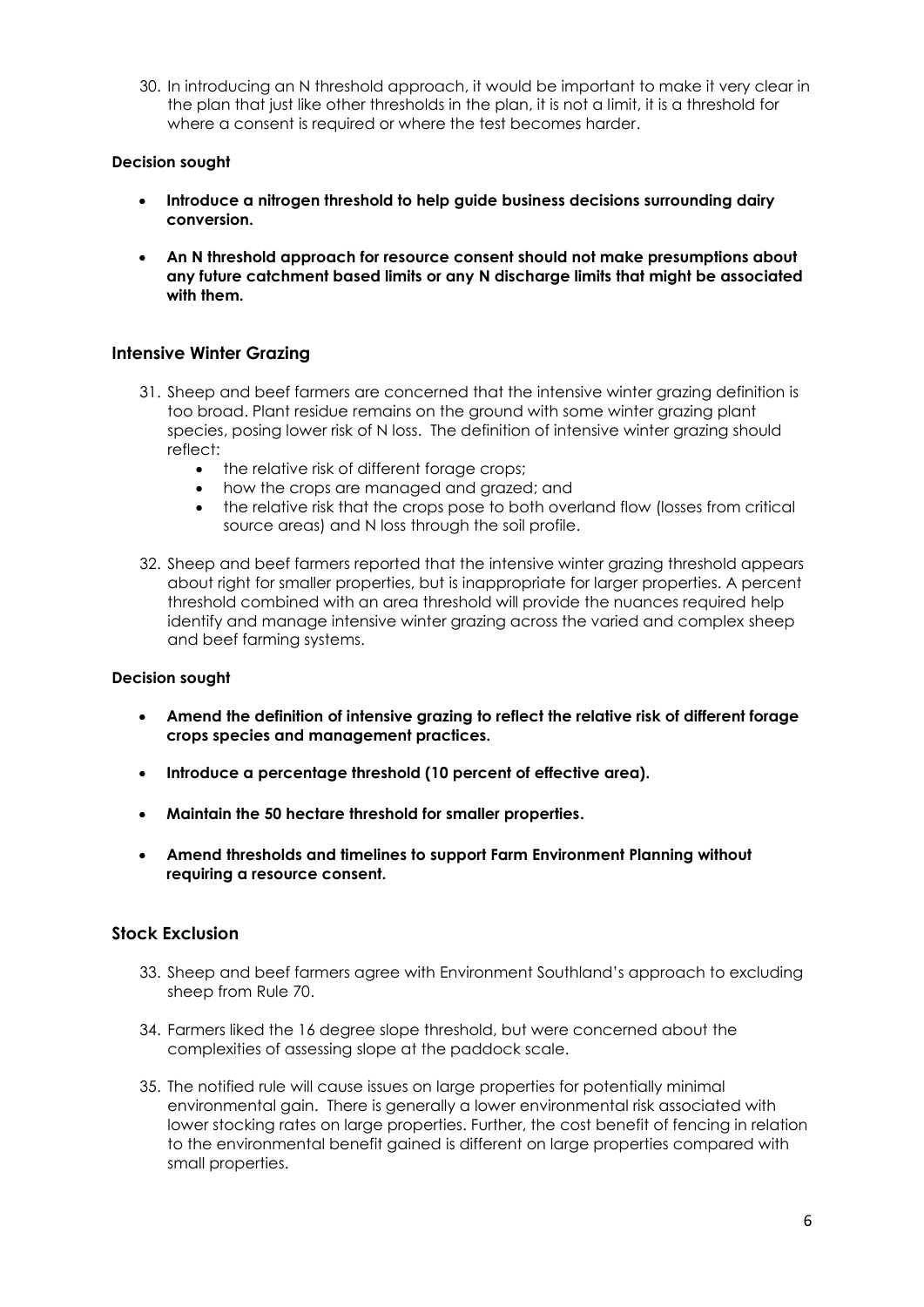30. In introducing an N threshold approach, it would be important to make it very clear in the plan that just like other thresholds in the plan, it is not a limit, it is a threshold for where a consent is required or where the test becomes harder.

**Decision sought**

- **Introduce a nitrogen threshold to help guide business decisions surrounding dairy conversion.**
- **An N threshold approach for resource consent should not make presumptions about any future catchment based limits or any N discharge limits that might be associated with them.**

## Intensive Winter Grazing

31. Sheep and beef farmers are concerned that the intensive winter grazing definition is too broad. Plant residue remains on the ground with some winter grazing plant species, posing lower risk of N loss. The definition of intensive winter grazing should reflect:
    - the relative risk of different forage crops;
    - how the crops are managed and grazed; and
    - the relative risk that the crops pose to both overland flow (losses from critical source areas) and N loss through the soil profile.

32. Sheep and beef farmers reported that the intensive winter grazing threshold appears about right for smaller properties, but is inappropriate for larger properties. A percent threshold combined with an area threshold will provide the nuances required help identify and manage intensive winter grazing across the varied and complex sheep and beef farming systems.

**Decision sought**

- **Amend the definition of intensive grazing to reflect the relative risk of different forage crops species and management practices.**
- **Introduce a percentage threshold (10 percent of effective area).**
- **Maintain the 50 hectare threshold for smaller properties.**
- **Amend thresholds and timelines to support Farm Environment Planning without requiring a resource consent.**

## Stock Exclusion

33. Sheep and beef farmers agree with Environment Southland's approach to excluding sheep from Rule 70.

34. Farmers liked the 16 degree slope threshold, but were concerned about the complexities of assessing slope at the paddock scale.

35. The notified rule will cause issues on large properties for potentially minimal environmental gain. There is generally a lower environmental risk associated with lower stocking rates on large properties. Further, the cost benefit of fencing in relation to the environmental benefit gained is different on large properties compared with small properties.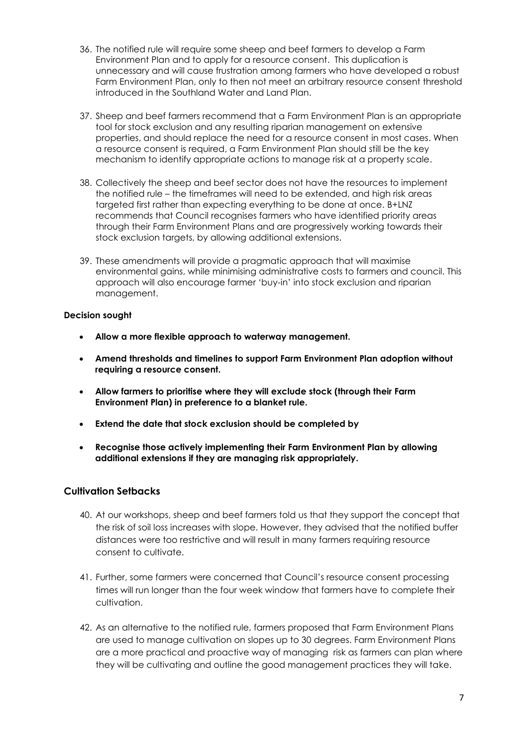36. The notified rule will require some sheep and beef farmers to develop a Farm Environment Plan and to apply for a resource consent. This duplication is unnecessary and will cause frustration among farmers who have developed a robust Farm Environment Plan, only to then not meet an arbitrary resource consent threshold introduced in the Southland Water and Land Plan.

37. Sheep and beef farmers recommend that a Farm Environment Plan is an appropriate tool for stock exclusion and any resulting riparian management on extensive properties, and should replace the need for a resource consent in most cases. When a resource consent is required, a Farm Environment Plan should still be the key mechanism to identify appropriate actions to manage risk at a property scale.

38. Collectively the sheep and beef sector does not have the resources to implement the notified rule – the timeframes will need to be extended, and high risk areas targeted first rather than expecting everything to be done at once. B+LNZ recommends that Council recognises farmers who have identified priority areas through their Farm Environment Plans and are progressively working towards their stock exclusion targets, by allowing additional extensions.

39. These amendments will provide a pragmatic approach that will maximise environmental gains, while minimising administrative costs to farmers and council. This approach will also encourage farmer 'buy-in' into stock exclusion and riparian management.

**Decision sought**

- **Allow a more flexible approach to waterway management.**
- **Amend thresholds and timelines to support Farm Environment Plan adoption without requiring a resource consent.**
- **Allow farmers to prioritise where they will exclude stock (through their Farm Environment Plan) in preference to a blanket rule.**
- **Extend the date that stock exclusion should be completed by**
- **Recognise those actively implementing their Farm Environment Plan by allowing additional extensions if they are managing risk appropriately.**

## Cultivation Setbacks

40. At our workshops, sheep and beef farmers told us that they support the concept that the risk of soil loss increases with slope. However, they advised that the notified buffer distances were too restrictive and will result in many farmers requiring resource consent to cultivate.

41. Further, some farmers were concerned that Council's resource consent processing times will run longer than the four week window that farmers have to complete their cultivation.

42. As an alternative to the notified rule, farmers proposed that Farm Environment Plans are used to manage cultivation on slopes up to 30 degrees. Farm Environment Plans are a more practical and proactive way of managing risk as farmers can plan where they will be cultivating and outline the good management practices they will take.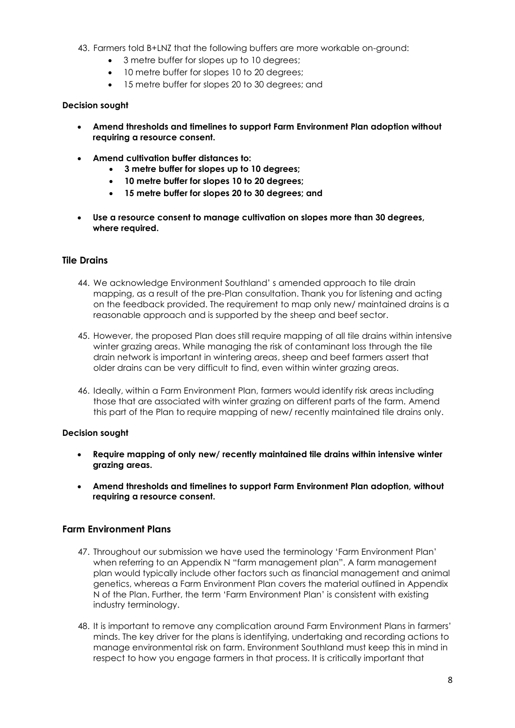43. Farmers told B+LNZ that the following buffers are more workable on-ground:
    - 3 metre buffer for slopes up to 10 degrees;
    - 10 metre buffer for slopes 10 to 20 degrees;
    - 15 metre buffer for slopes 20 to 30 degrees; and

**Decision sought**

- **Amend thresholds and timelines to support Farm Environment Plan adoption without requiring a resource consent.**
- **Amend cultivation buffer distances to:**
    - **3 metre buffer for slopes up to 10 degrees;**
    - **10 metre buffer for slopes 10 to 20 degrees;**
    - **15 metre buffer for slopes 20 to 30 degrees; and**
- **Use a resource consent to manage cultivation on slopes more than 30 degrees, where required.**

## Tile Drains

44. We acknowledge Environment Southland' s amended approach to tile drain mapping, as a result of the pre-Plan consultation. Thank you for listening and acting on the feedback provided. The requirement to map only new/ maintained drains is a reasonable approach and is supported by the sheep and beef sector.

45. However, the proposed Plan does still require mapping of all tile drains within intensive winter grazing areas. While managing the risk of contaminant loss through the tile drain network is important in wintering areas, sheep and beef farmers assert that older drains can be very difficult to find, even within winter grazing areas.

46. Ideally, within a Farm Environment Plan, farmers would identify risk areas including those that are associated with winter grazing on different parts of the farm. Amend this part of the Plan to require mapping of new/ recently maintained tile drains only.

**Decision sought**

- **Require mapping of only new/ recently maintained tile drains within intensive winter grazing areas.**
- **Amend thresholds and timelines to support Farm Environment Plan adoption, without requiring a resource consent.**

## Farm Environment Plans

47. Throughout our submission we have used the terminology 'Farm Environment Plan' when referring to an Appendix N "farm management plan". A farm management plan would typically include other factors such as financial management and animal genetics, whereas a Farm Environment Plan covers the material outlined in Appendix N of the Plan. Further, the term 'Farm Environment Plan' is consistent with existing industry terminology.

48. It is important to remove any complication around Farm Environment Plans in farmers' minds. The key driver for the plans is identifying, undertaking and recording actions to manage environmental risk on farm. Environment Southland must keep this in mind in respect to how you engage farmers in that process. It is critically important that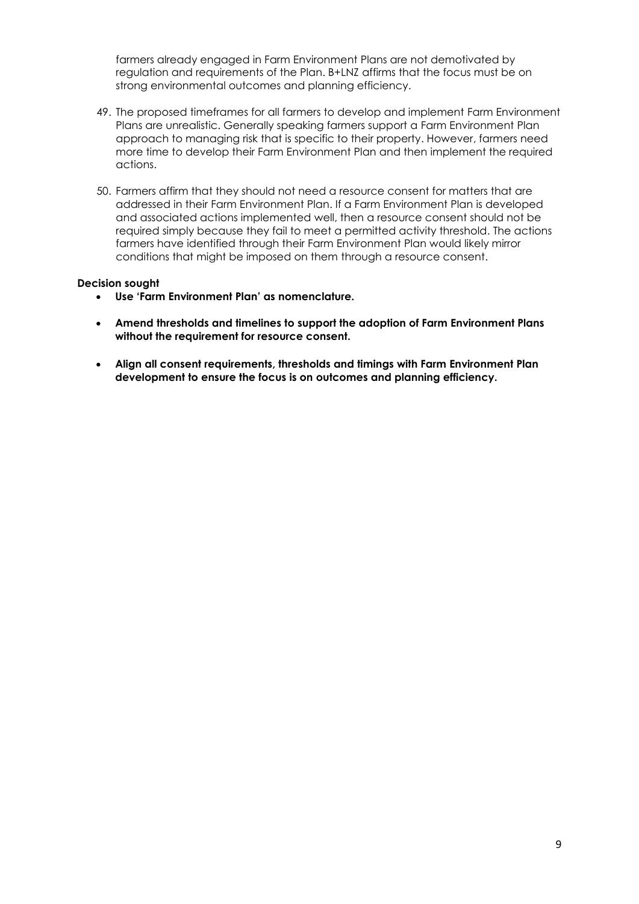farmers already engaged in Farm Environment Plans are not demotivated by regulation and requirements of the Plan. B+LNZ affirms that the focus must be on strong environmental outcomes and planning efficiency.

49. The proposed timeframes for all farmers to develop and implement Farm Environment Plans are unrealistic. Generally speaking farmers support a Farm Environment Plan approach to managing risk that is specific to their property. However, farmers need more time to develop their Farm Environment Plan and then implement the required actions.

50. Farmers affirm that they should not need a resource consent for matters that are addressed in their Farm Environment Plan. If a Farm Environment Plan is developed and associated actions implemented well, then a resource consent should not be required simply because they fail to meet a permitted activity threshold. The actions farmers have identified through their Farm Environment Plan would likely mirror conditions that might be imposed on them through a resource consent.

**Decision sought**

- **Use 'Farm Environment Plan' as nomenclature.**
- **Amend thresholds and timelines to support the adoption of Farm Environment Plans without the requirement for resource consent.**
- **Align all consent requirements, thresholds and timings with Farm Environment Plan development to ensure the focus is on outcomes and planning efficiency.**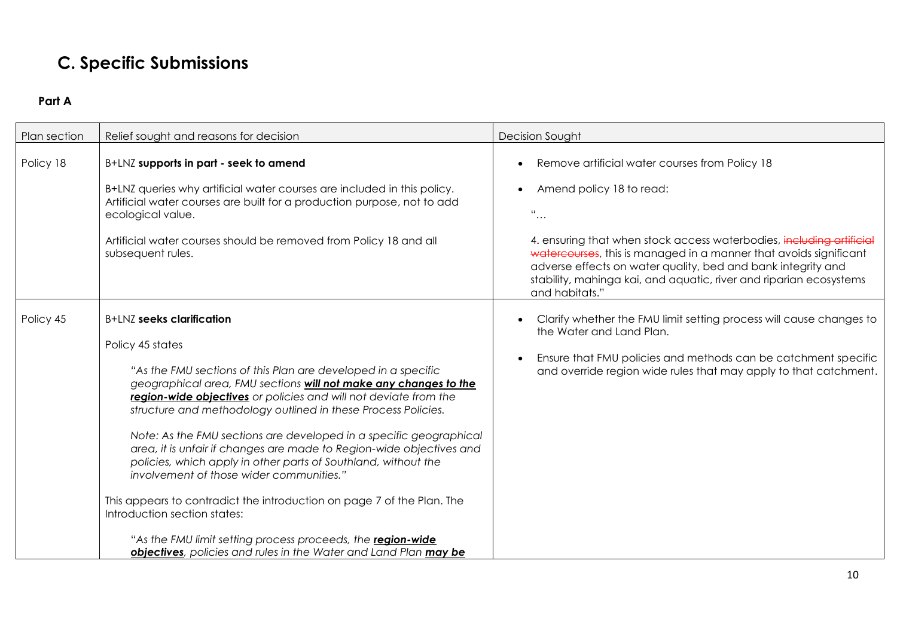# C. Specific Submissions

### Part A

| Plan section | Relief sought and reasons for decision | Decision Sought |
|---|---|---|
| Policy 18 | B+LNZ **supports in part - seek to amend**<br><br>B+LNZ queries why artificial water courses are included in this policy. Artificial water courses are built for a production purpose, not to add ecological value.<br><br>Artificial water courses should be removed from Policy 18 and all subsequent rules. | • Remove artificial water courses from Policy 18<br><br>• Amend policy 18 to read:<br><br>"…<br><br>4. ensuring that when stock access waterbodies, ~~including artificial watercourses~~, this is managed in a manner that avoids significant adverse effects on water quality, bed and bank integrity and stability, mahinga kai, and aquatic, river and riparian ecosystems and habitats." |
| Policy 45 | B+LNZ **seeks clarification**<br><br>Policy 45 states<br><br>*"As the FMU sections of this Plan are developed in a specific geographical area, FMU sections **<u>will not make any changes to the region-wide objectives</u>** or policies and will not deviate from the structure and methodology outlined in these Process Policies.*<br><br>*Note: As the FMU sections are developed in a specific geographical area, it is unfair if changes are made to Region-wide objectives and policies, which apply in other parts of Southland, without the involvement of those wider communities."*<br><br>This appears to contradict the introduction on page 7 of the Plan. The Introduction section states:<br><br>*"As the FMU limit setting process proceeds, the **<u>region-wide objectives</u>**, policies and rules in the Water and Land Plan **<u>may be</u>*** | • Clarify whether the FMU limit setting process will cause changes to the Water and Land Plan.<br><br>• Ensure that FMU policies and methods can be catchment specific and override region wide rules that may apply to that catchment. |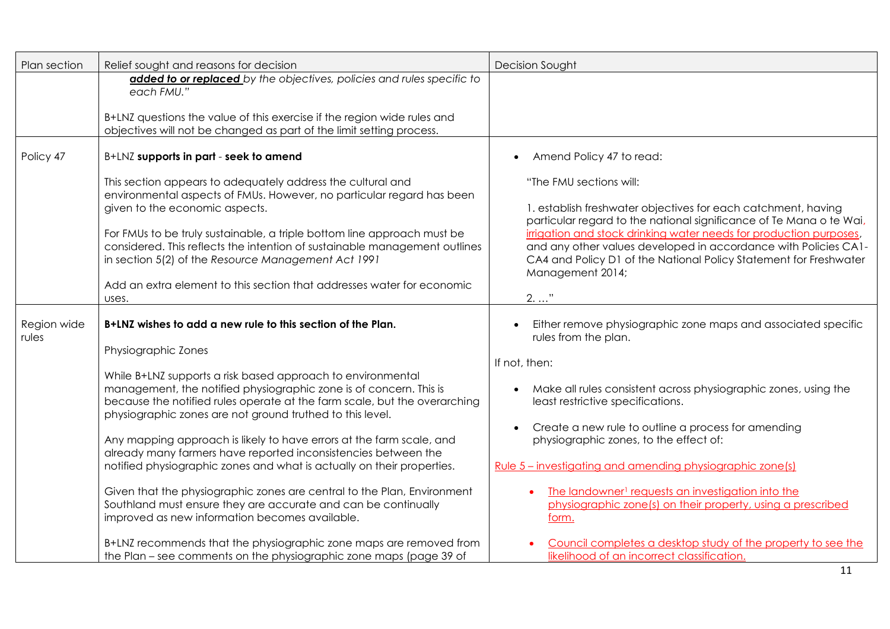| Plan section | Relief sought and reasons for decision | Decision Sought |
|---|---|---|
| | ***added to or replaced*** *by the objectives, policies and rules specific to each FMU."*<br><br>B+LNZ questions the value of this exercise if the region wide rules and objectives will not be changed as part of the limit setting process. | |
| Policy 47 | B+LNZ **supports in part** - **seek to amend**<br><br>This section appears to adequately address the cultural and environmental aspects of FMUs. However, no particular regard has been given to the economic aspects.<br><br>For FMUs to be truly sustainable, a triple bottom line approach must be considered. This reflects the intention of sustainable management outlines in section 5(2) of the *Resource Management Act 1991*<br><br>Add an extra element to this section that addresses water for economic uses. | • Amend Policy 47 to read:<br><br>"The FMU sections will:<br><br>1. establish freshwater objectives for each catchment, having particular regard to the national significance of Te Mana o te Wai, irrigation and stock drinking water needs for production purposes, and any other values developed in accordance with Policies CA1-CA4 and Policy D1 of the National Policy Statement for Freshwater Management 2014;<br><br>2. …" |
| Region wide rules | **B+LNZ wishes to add a new rule to this section of the Plan.**<br><br>Physiographic Zones<br><br>While B+LNZ supports a risk based approach to environmental management, the notified physiographic zone is of concern. This is because the notified rules operate at the farm scale, but the overarching physiographic zones are not ground truthed to this level.<br><br>Any mapping approach is likely to have errors at the farm scale, and already many farmers have reported inconsistencies between the notified physiographic zones and what is actually on their properties.<br><br>Given that the physiographic zones are central to the Plan, Environment Southland must ensure they are accurate and can be continually improved as new information becomes available.<br><br>B+LNZ recommends that the physiographic zone maps are removed from the Plan – see comments on the physiographic zone maps (page 39 of | • Either remove physiographic zone maps and associated specific rules from the plan.<br><br>If not, then:<br><br>• Make all rules consistent across physiographic zones, using the least restrictive specifications.<br><br>• Create a new rule to outline a process for amending physiographic zones, to the effect of:<br><br>Rule 5 – investigating and amending physiographic zone(s)<br><br>• The landowner[1] requests an investigation into the physiographic zone(s) on their property, using a prescribed form.<br><br>• Council completes a desktop study of the property to see the likelihood of an incorrect classification. |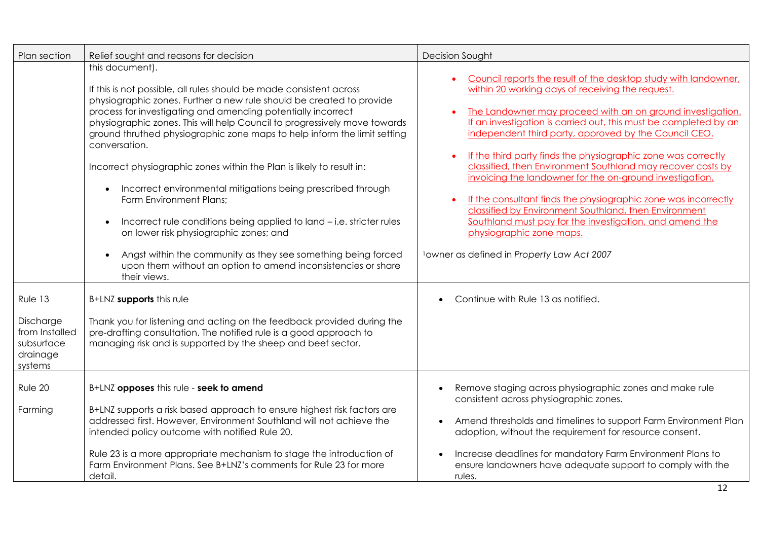| Plan section | Relief sought and reasons for decision | Decision Sought |
|---|---|---|
| | this document).<br><br>If this is not possible, all rules should be made consistent across physiographic zones. Further a new rule should be created to provide process for investigating and amending potentially incorrect physiographic zones. This will help Council to progressively move towards ground thruthed physiographic zone maps to help inform the limit setting conversation.<br><br>Incorrect physiographic zones within the Plan is likely to result in:<br><br>• Incorrect environmental mitigations being prescribed through Farm Environment Plans;<br><br>• Incorrect rule conditions being applied to land – i.e. stricter rules on lower risk physiographic zones; and<br><br>• Angst within the community as they see something being forced upon them without an option to amend inconsistencies or share their views. | • <u>Council reports the result of the desktop study with landowner, within 20 working days of receiving the request.</u><br><br>• <u>The Landowner may proceed with an on ground investigation. If an investigation is carried out, this must be completed by an independent third party, approved by the Council CEO.</u><br><br>• <u>If the third party finds the physiographic zone was correctly classified, then Environment Southland may recover costs by invoicing the landowner for the on-ground investigation.</u><br><br>• <u>If the consultant finds the physiographic zone was incorrectly classified by Environment Southland, then Environment Southland must pay for the investigation, and amend the physiographic zone maps.</u><br><br>[1]owner as defined in *Property Law Act 2007* |
| Rule 13<br><br>Discharge from Installed subsurface drainage systems | B+LNZ **supports** this rule<br><br>Thank you for listening and acting on the feedback provided during the pre-drafting consultation. The notified rule is a good approach to managing risk and is supported by the sheep and beef sector. | • Continue with Rule 13 as notified. |
| Rule 20<br><br>Farming | B+LNZ **opposes** this rule - **seek to amend**<br><br>B+LNZ supports a risk based approach to ensure highest risk factors are addressed first. However, Environment Southland will not achieve the intended policy outcome with notified Rule 20.<br><br>Rule 23 is a more appropriate mechanism to stage the introduction of Farm Environment Plans. See B+LNZ's comments for Rule 23 for more detail. | • Remove staging across physiographic zones and make rule consistent across physiographic zones.<br><br>• Amend thresholds and timelines to support Farm Environment Plan adoption, without the requirement for resource consent.<br><br>• Increase deadlines for mandatory Farm Environment Plans to ensure landowners have adequate support to comply with the rules. |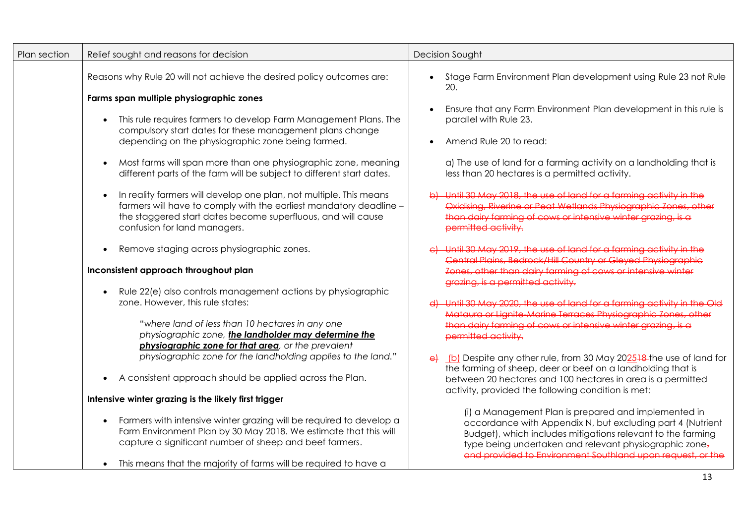| Plan section | Relief sought and reasons for decision | Decision Sought |
|---|---|---|
| | Reasons why Rule 20 will not achieve the desired policy outcomes are:<br><br>**Farms span multiple physiographic zones**<br><br>• This rule requires farmers to develop Farm Management Plans. The compulsory start dates for these management plans change depending on the physiographic zone being farmed.<br><br>• Most farms will span more than one physiographic zone, meaning different parts of the farm will be subject to different start dates.<br><br>• In reality farmers will develop one plan, not multiple. This means farmers will have to comply with the earliest mandatory deadline – the staggered start dates become superfluous, and will cause confusion for land managers.<br><br>• Remove staging across physiographic zones.<br><br>**Inconsistent approach throughout plan**<br><br>• Rule 22(e) also controls management actions by physiographic zone. However, this rule states:<br><br>*"where land of less than 10 hectares in any one physiographic zone, **the landholder may determine the physiographic zone for that area**, or the prevalent physiographic zone for the landholding applies to the land."*<br><br>• A consistent approach should be applied across the Plan.<br><br>**Intensive winter grazing is the likely first trigger**<br><br>• Farmers with intensive winter grazing will be required to develop a Farm Environment Plan by 30 May 2018. We estimate that this will capture a significant number of sheep and beef farmers.<br><br>• This means that the majority of farms will be required to have a | • Stage Farm Environment Plan development using Rule 23 not Rule 20.<br><br>• Ensure that any Farm Environment Plan development in this rule is parallel with Rule 23.<br><br>• Amend Rule 20 to read:<br><br>a) The use of land for a farming activity on a landholding that is less than 20 hectares is a permitted activity.<br><br>~~b) Until 30 May 2018, the use of land for a farming activity in the Oxidising, Riverine or Peat Wetlands Physiographic Zones, other than dairy farming of cows or intensive winter grazing, is a permitted activity.~~<br><br>~~c) Until 30 May 2019, the use of land for a farming activity in the Central Plains, Bedrock/Hill Country or Gleyed Physiographic Zones, other than dairy farming of cows or intensive winter grazing, is a permitted activity.~~<br><br>~~d) Until 30 May 2020, the use of land for a farming activity in the Old Mataura or Lignite-Marine Terraces Physiographic Zones, other than dairy farming of cows or intensive winter grazing, is a permitted activity.~~<br><br>~~e)~~ (b) Despite any other rule, from 30 May 20<u>25</u>~~18~~ the use of land for the farming of sheep, deer or beef on a landholding that is between 20 hectares and 100 hectares in area is a permitted activity, provided the following condition is met:<br><br>(i) a Management Plan is prepared and implemented in accordance with Appendix N, but excluding part 4 (Nutrient Budget), which includes mitigations relevant to the farming type being undertaken and relevant physiographic zone~~,~~ ~~and provided to Environment Southland upon request, or the~~ |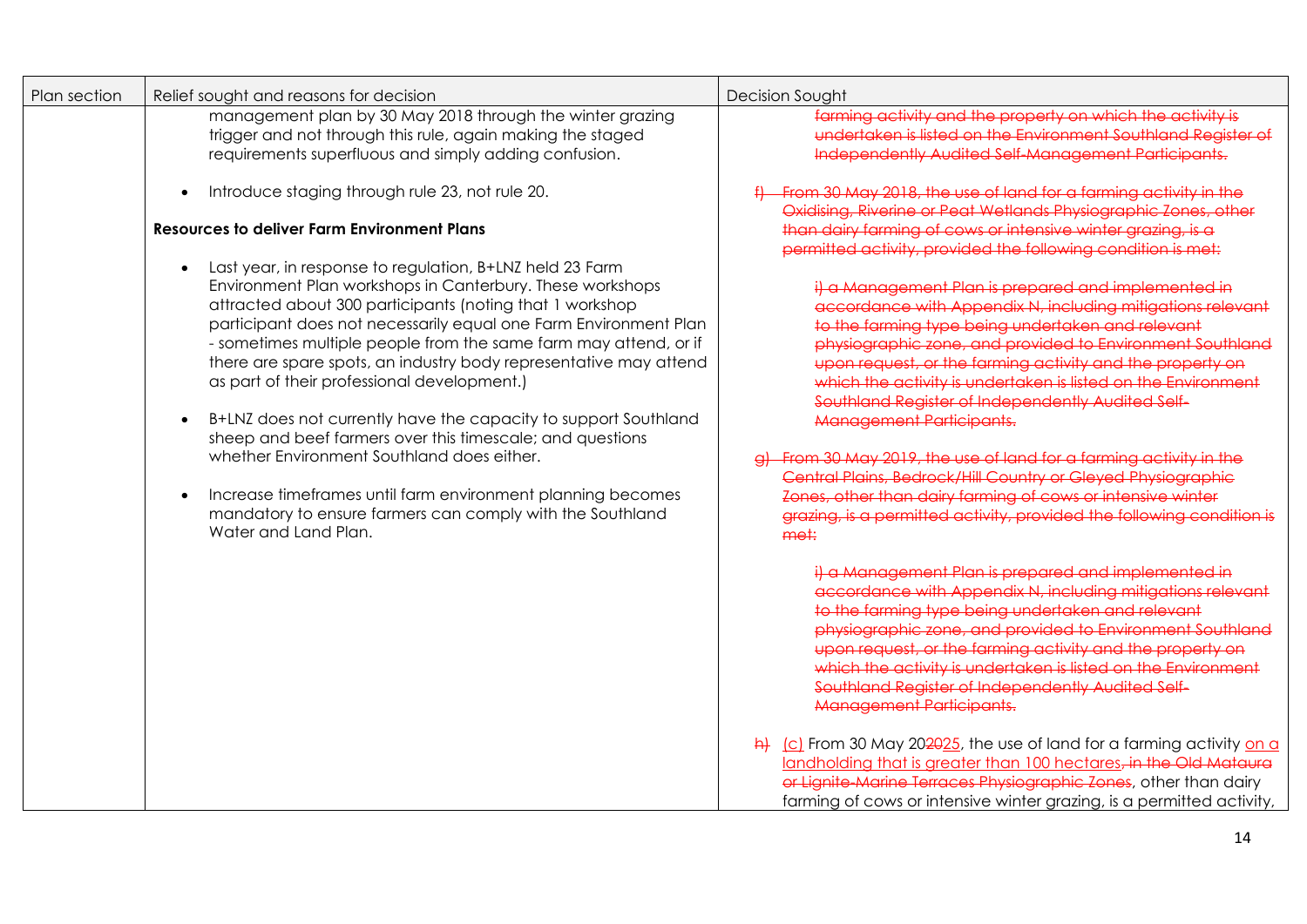| Plan section | Relief sought and reasons for decision | Decision Sought |
|---|---|---|
| | management plan by 30 May 2018 through the winter grazing trigger and not through this rule, again making the staged requirements superfluous and simply adding confusion.<br><br>• Introduce staging through rule 23, not rule 20.<br><br>**Resources to deliver Farm Environment Plans**<br><br>• Last year, in response to regulation, B+LNZ held 23 Farm Environment Plan workshops in Canterbury. These workshops attracted about 300 participants (noting that 1 workshop participant does not necessarily equal one Farm Environment Plan - sometimes multiple people from the same farm may attend, or if there are spare spots, an industry body representative may attend as part of their professional development.)<br><br>• B+LNZ does not currently have the capacity to support Southland sheep and beef farmers over this timescale; and questions whether Environment Southland does either.<br><br>• Increase timeframes until farm environment planning becomes mandatory to ensure farmers can comply with the Southland Water and Land Plan. | ~~farming activity and the property on which the activity is undertaken is listed on the Environment Southland Register of Independently Audited Self-Management Participants.~~<br><br>~~f) From 30 May 2018, the use of land for a farming activity in the Oxidising, Riverine or Peat Wetlands Physiographic Zones, other than dairy farming of cows or intensive winter grazing, is a permitted activity, provided the following condition is met:~~<br><br>~~i) a Management Plan is prepared and implemented in accordance with Appendix N, including mitigations relevant to the farming type being undertaken and relevant physiographic zone, and provided to Environment Southland upon request, or the farming activity and the property on which the activity is undertaken is listed on the Environment Southland Register of Independently Audited Self-Management Participants.~~<br><br>~~g) From 30 May 2019, the use of land for a farming activity in the Central Plains, Bedrock/Hill Country or Gleyed Physiographic Zones, other than dairy farming of cows or intensive winter grazing, is a permitted activity, provided the following condition is met:~~<br><br>~~i) a Management Plan is prepared and implemented in accordance with Appendix N, including mitigations relevant to the farming type being undertaken and relevant physiographic zone, and provided to Environment Southland upon request, or the farming activity and the property on which the activity is undertaken is listed on the Environment Southland Register of Independently Audited Self-Management Participants.~~<br><br>~~h)~~ <u>(c)</u> From 30 May 20~~20~~<u>25</u>, the use of land for a farming activity <u>on a landholding that is greater than 100 hectares</u>~~, in the Old Mataura or Lignite-Marine Terraces Physiographic Zones~~, other than dairy farming of cows or intensive winter grazing, is a permitted activity, |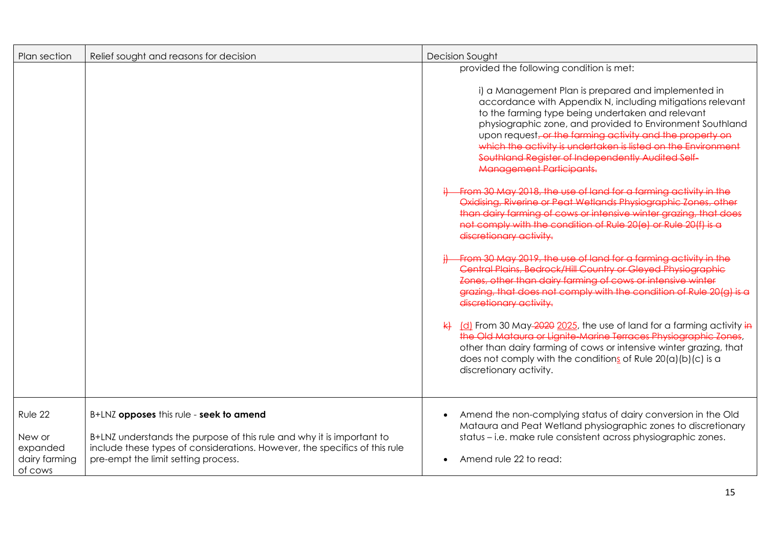| Plan section | Relief sought and reasons for decision | Decision Sought |
|---|---|---|
| | | provided the following condition is met:<br><br>i) a Management Plan is prepared and implemented in accordance with Appendix N, including mitigations relevant to the farming type being undertaken and relevant physiographic zone, and provided to Environment Southland upon request~~, or the farming activity and the property on which the activity is undertaken is listed on the Environment Southland Register of Independently Audited Self-Management Participants.~~<br><br>~~i) From 30 May 2018, the use of land for a farming activity in the Oxidising, Riverine or Peat Wetlands Physiographic Zones, other than dairy farming of cows or intensive winter grazing, that does not comply with the condition of Rule 20(e) or Rule 20(f) is a discretionary activity.~~<br><br>~~j) From 30 May 2019, the use of land for a farming activity in the Central Plains, Bedrock/Hill Country or Gleyed Physiographic Zones, other than dairy farming of cows or intensive winter grazing, that does not comply with the condition of Rule 20(g) is a discretionary activity.~~<br><br>~~k)~~ (d) From 30 May ~~2020~~ 2025, the use of land for a farming activity ~~in the Old Mataura or Lignite-Marine Terraces Physiographic Zones~~, other than dairy farming of cows or intensive winter grazing, that does not comply with the conditions of Rule 20(a)(b)(c) is a discretionary activity. |
| Rule 22<br><br>New or expanded dairy farming of cows | B+LNZ **opposes** this rule - **seek to amend**<br><br>B+LNZ understands the purpose of this rule and why it is important to include these types of considerations. However, the specifics of this rule pre-empt the limit setting process. | • Amend the non-complying status of dairy conversion in the Old Mataura and Peat Wetland physiographic zones to discretionary status – i.e. make rule consistent across physiographic zones.<br><br>• Amend rule 22 to read: |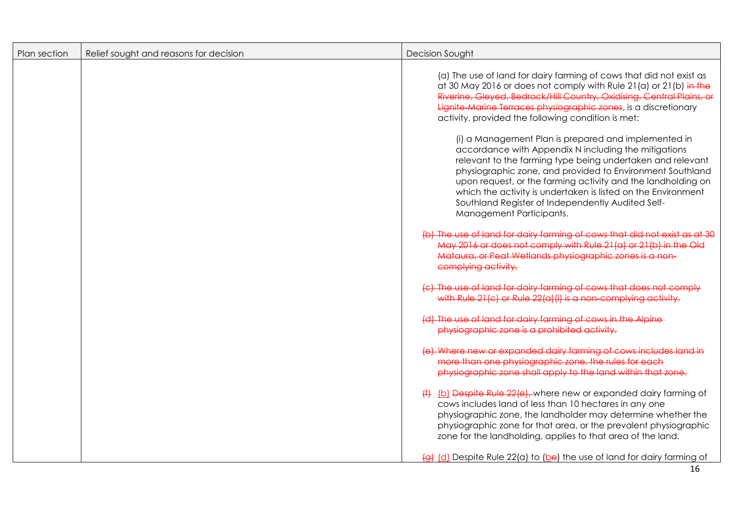| Plan section | Relief sought and reasons for decision | Decision Sought |
|---|---|---|
| | | (a) The use of land for dairy farming of cows that did not exist as at 30 May 2016 or does not comply with Rule 21(a) or 21(b) ~~in the Riverine, Gleyed, Bedrock/Hill Country, Oxidising, Central Plains, or Lignite-Marine Terraces physiographic zones~~, is a discretionary activity, provided the following condition is met:<br><br>(i) a Management Plan is prepared and implemented in accordance with Appendix N including the mitigations relevant to the farming type being undertaken and relevant physiographic zone, and provided to Environment Southland upon request, or the farming activity and the landholding on which the activity is undertaken is listed on the Environment Southland Register of Independently Audited Self-Management Participants.<br><br>~~(b) The use of land for dairy farming of cows that did not exist as at 30 May 2016 or does not comply with Rule 21(a) or 21(b) in the Old Mataura, or Peat Wetlands physiographic zones is a non-complying activity.~~<br><br>~~(c) The use of land for dairy farming of cows that does not comply with Rule 21(c) or Rule 22(a)(i) is a non-complying activity.~~<br><br>~~(d) The use of land for dairy farming of cows in the Alpine physiographic zone is a prohibited activity.~~<br><br>~~(e) Where new or expanded dairy farming of cows includes land in more than one physiographic zone, the rules for each physiographic zone shall apply to the land within that zone.~~<br><br>~~(f)~~ (b) ~~Despite Rule 22(e),~~ where new or expanded dairy farming of cows includes land of less than 10 hectares in any one physiographic zone, the landholder may determine whether the physiographic zone for that area, or the prevalent physiographic zone for the landholding, applies to that area of the land.<br><br>~~(g)~~ (d) Despite Rule 22(a) to (b~~e~~) the use of land for dairy farming of |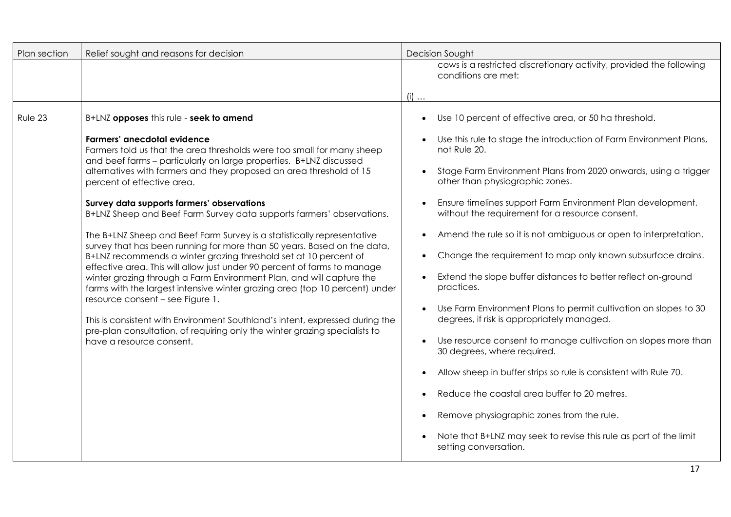| Plan section | Relief sought and reasons for decision | Decision Sought |
| --- | --- | --- |
| | | cows is a restricted discretionary activity, provided the following conditions are met:<br><br>(i) … |
| Rule 23 | B+LNZ **opposes** this rule - **seek to amend**<br><br>**Farmers' anecdotal evidence**<br>Farmers told us that the area thresholds were too small for many sheep and beef farms – particularly on large properties. B+LNZ discussed alternatives with farmers and they proposed an area threshold of 15 percent of effective area.<br><br>**Survey data supports farmers' observations**<br>B+LNZ Sheep and Beef Farm Survey data supports farmers' observations.<br><br>The B+LNZ Sheep and Beef Farm Survey is a statistically representative survey that has been running for more than 50 years. Based on the data, B+LNZ recommends a winter grazing threshold set at 10 percent of effective area. This will allow just under 90 percent of farms to manage winter grazing through a Farm Environment Plan, and will capture the farms with the largest intensive winter grazing area (top 10 percent) under resource consent – see Figure 1.<br><br>This is consistent with Environment Southland's intent, expressed during the pre-plan consultation, of requiring only the winter grazing specialists to have a resource consent. | • Use 10 percent of effective area, or 50 ha threshold.<br>• Use this rule to stage the introduction of Farm Environment Plans, not Rule 20.<br>• Stage Farm Environment Plans from 2020 onwards, using a trigger other than physiographic zones.<br>• Ensure timelines support Farm Environment Plan development, without the requirement for a resource consent.<br>• Amend the rule so it is not ambiguous or open to interpretation.<br>• Change the requirement to map only known subsurface drains.<br>• Extend the slope buffer distances to better reflect on-ground practices.<br>• Use Farm Environment Plans to permit cultivation on slopes to 30 degrees, if risk is appropriately managed.<br>• Use resource consent to manage cultivation on slopes more than 30 degrees, where required.<br>• Allow sheep in buffer strips so rule is consistent with Rule 70.<br>• Reduce the coastal area buffer to 20 metres.<br>• Remove physiographic zones from the rule.<br>• Note that B+LNZ may seek to revise this rule as part of the limit setting conversation. |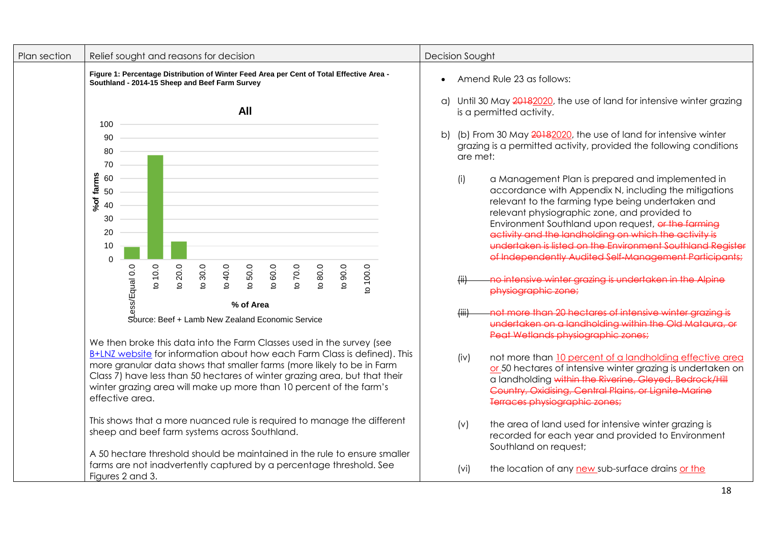| Plan section | Relief sought and reasons for decision | Decision Sought |
|---|---|---|
| | **Figure 1: Percentage Distribution of Winter Feed Area per Cent of Total Effective Area - Southland - 2014-15 Sheep and Beef Farm Survey**<br><br>**All**<br><br>%of farms (0–100) by % of Area: Less/Equal 0.0; to 10.0; to 20.0; to 30.0; to 40.0; to 50.0; to 60.0; to 70.0; to 80.0; to 90.0; to 100.0<br><br>Source: Beef + Lamb New Zealand Economic Service<br><br>We then broke this data into the Farm Classes used in the survey (see B+LNZ website for information about how each Farm Class is defined). This more granular data shows that smaller farms (more likely to be in Farm Class 7) have less than 50 hectares of winter grazing area, but that their winter grazing area will make up more than 10 percent of the farm's effective area.<br><br>This shows that a more nuanced rule is required to manage the different sheep and beef farm systems across Southland.<br><br>A 50 hectare threshold should be maintained in the rule to ensure smaller farms are not inadvertently captured by a percentage threshold. See Figures 2 and 3. | • Amend Rule 23 as follows:<br><br>a) Until 30 May ~~2018~~2020, the use of land for intensive winter grazing is a permitted activity.<br><br>b) (b) From 30 May ~~2018~~2020, the use of land for intensive winter grazing is a permitted activity, provided the following conditions are met:<br><br>(i) a Management Plan is prepared and implemented in accordance with Appendix N, including the mitigations relevant to the farming type being undertaken and relevant physiographic zone, and provided to Environment Southland upon request, ~~or the farming activity and the landholding on which the activity is undertaken is listed on the Environment Southland Register of Independently Audited Self-Management Participants;~~<br><br>~~(ii) no intensive winter grazing is undertaken in the Alpine physiographic zone;~~<br><br>~~(iii) not more than 20 hectares of intensive winter grazing is undertaken on a landholding within the Old Mataura, or Peat Wetlands physiographic zones;~~<br><br>(iv) not more than 10 percent of a landholding effective area or 50 hectares of intensive winter grazing is undertaken on a landholding ~~within the Riverine, Gleyed, Bedrock/Hill Country, Oxidising, Central Plains, or Lignite-Marine Terraces physiographic zones;~~<br><br>(v) the area of land used for intensive winter grazing is recorded for each year and provided to Environment Southland on request;<br><br>(vi) the location of any new sub-surface drains or the |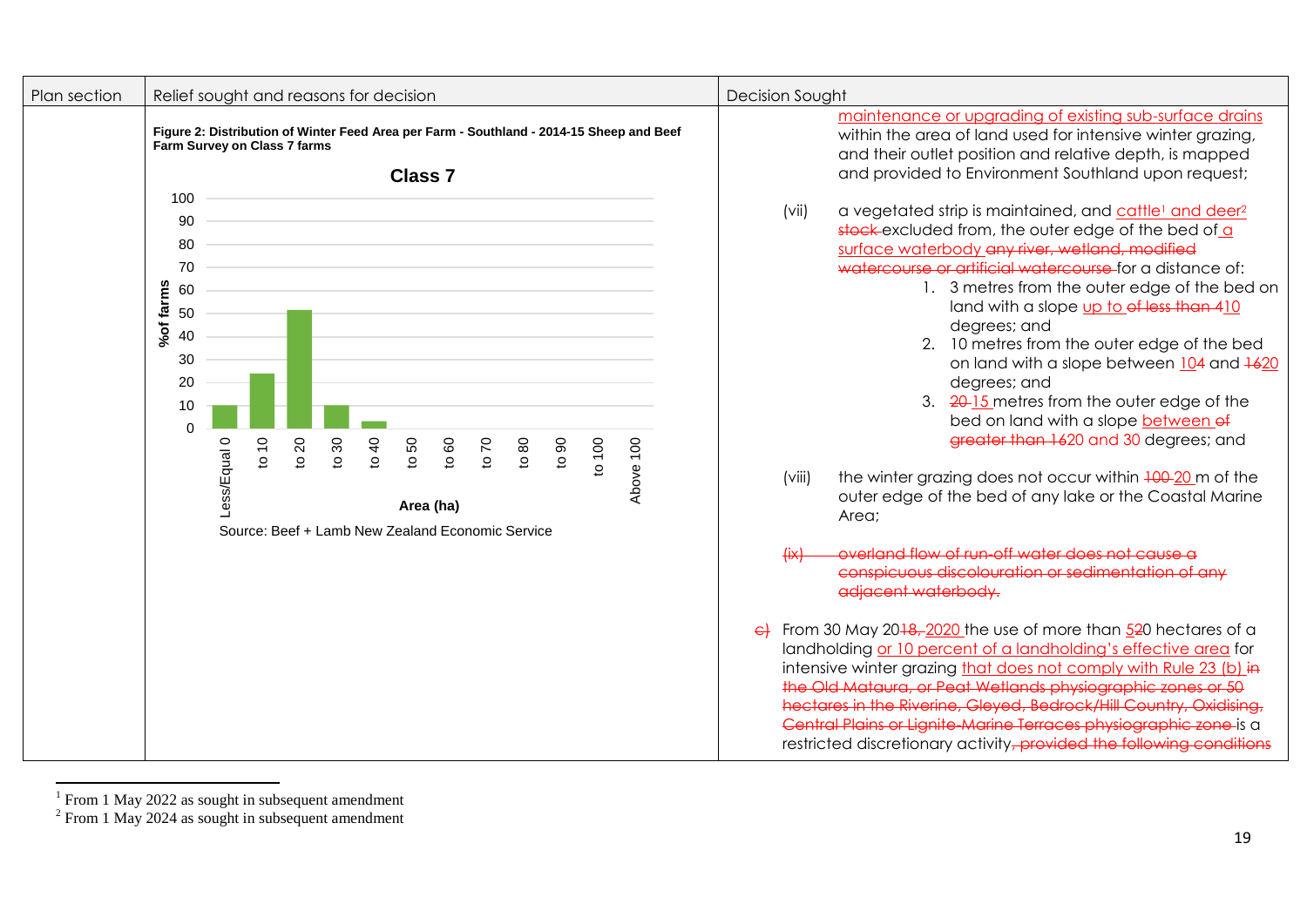| Plan section | Relief sought and reasons for decision | Decision Sought |
| --- | --- | --- |
| | **Figure 2: Distribution of Winter Feed Area per Farm - Southland - 2014-15 Sheep and Beef Farm Survey on Class 7 farms**<br><br>**Class 7**<br><br>%of farms (y-axis 0–100); Area (ha) (x-axis: Less/Equal 0, to 10, to 20, to 30, to 40, to 50, to 60, to 70, to 80, to 90, to 100, Above 100)<br><br>Source: Beef + Lamb New Zealand Economic Service | maintenance or upgrading of existing sub-surface drains within the area of land used for intensive winter grazing, and their outlet position and relative depth, is mapped and provided to Environment Southland upon request;<br><br>(vii) a vegetated strip is maintained, and ~~stock~~ cattle[1] and deer[2] excluded from, the outer edge of the bed of ~~any river, wetland, modified watercourse or artificial watercourse~~ a surface waterbody for a distance of:<br>1. 3 metres from the outer edge of the bed on land with a slope ~~of less than 4~~ up to 10 degrees; and<br>2. 10 metres from the outer edge of the bed on land with a slope between ~~10~~4 and ~~16~~20 degrees; and<br>3. ~~20~~ 15 metres from the outer edge of the bed on land with a slope ~~of greater than 16~~ between 20 and 30 degrees; and<br><br>(viii) the winter grazing does not occur within ~~100~~ 20 m of the outer edge of the bed of any lake or the Coastal Marine Area;<br><br>~~(ix) overland flow of run-off water does not cause a conspicuous discolouration or sedimentation of any adjacent waterbody.~~<br><br>~~c)~~ From 30 May 20~~18,~~ 2020 the use of more than ~~5~~20 hectares of a landholding or 10 percent of a landholding's effective area for intensive winter grazing that does not comply with Rule 23 (b) ~~in the Old Mataura, or Peat Wetlands physiographic zones or 50 hectares in the Riverine, Gleyed, Bedrock/Hill Country, Oxidising, Central Plains or Lignite-Marine Terraces physiographic zone~~ is a restricted discretionary activity~~, provided the following conditions~~ |

[1] From 1 May 2022 as sought in subsequent amendment

[2] From 1 May 2024 as sought in subsequent amendment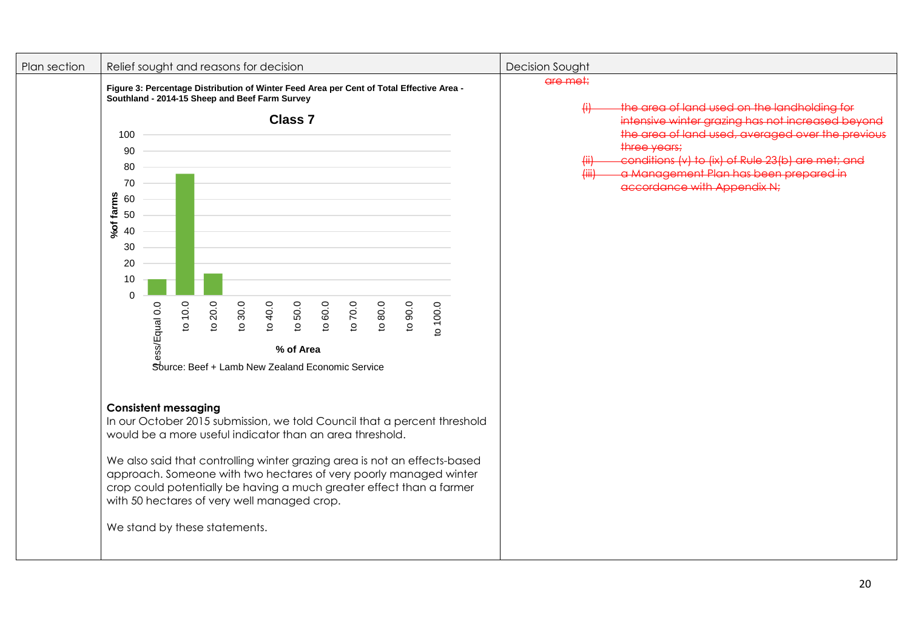| Plan section | Relief sought and reasons for decision | Decision Sought |
| --- | --- | --- |
| | **Figure 3: Percentage Distribution of Winter Feed Area per Cent of Total Effective Area - Southland - 2014-15 Sheep and Beef Farm Survey**<br><br>**Class 7**<br><br>% of farms: 0, 10, 20, 30, 40, 50, 60, 70, 80, 90, 100<br><br>% of Area: Less/Equal 0.0, to 10.0, to 20.0, to 30.0, to 40.0, to 50.0, to 60.0, to 70.0, to 80.0, to 90.0, to 100.0<br><br>Source: Beef + Lamb New Zealand Economic Service<br><br>**Consistent messaging**<br>In our October 2015 submission, we told Council that a percent threshold would be a more useful indicator than an area threshold.<br><br>We also said that controlling winter grazing area is not an effects-based approach. Someone with two hectares of very poorly managed winter crop could potentially be having a much greater effect than a farmer with 50 hectares of very well managed crop.<br><br>We stand by these statements. | ~~are met:~~<br><br>~~(i) the area of land used on the landholding for intensive winter grazing has not increased beyond the area of land used, averaged over the previous three years;~~<br>~~(ii) conditions (v) to (ix) of Rule 23(b) are met; and~~<br>~~(iii) a Management Plan has been prepared in accordance with Appendix N;~~ |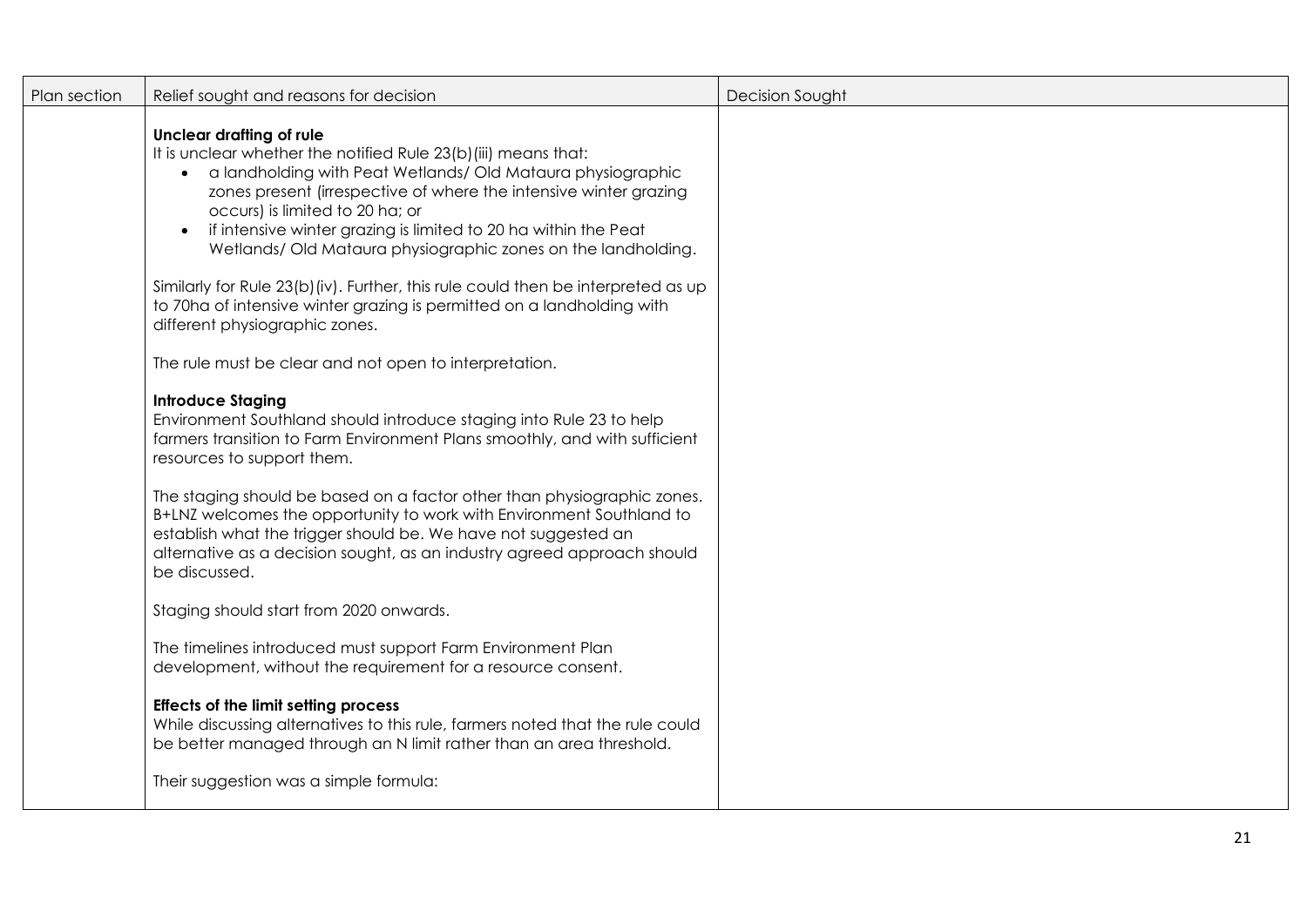| Plan section | Relief sought and reasons for decision | Decision Sought |
|---|---|---|
| | **Unclear drafting of rule**<br>It is unclear whether the notified Rule 23(b)(iii) means that:<br>• a landholding with Peat Wetlands/ Old Mataura physiographic zones present (irrespective of where the intensive winter grazing occurs) is limited to 20 ha; or<br>• if intensive winter grazing is limited to 20 ha within the Peat Wetlands/ Old Mataura physiographic zones on the landholding.<br><br>Similarly for Rule 23(b)(iv). Further, this rule could then be interpreted as up to 70ha of intensive winter grazing is permitted on a landholding with different physiographic zones.<br><br>The rule must be clear and not open to interpretation.<br><br>**Introduce Staging**<br>Environment Southland should introduce staging into Rule 23 to help farmers transition to Farm Environment Plans smoothly, and with sufficient resources to support them.<br><br>The staging should be based on a factor other than physiographic zones. B+LNZ welcomes the opportunity to work with Environment Southland to establish what the trigger should be. We have not suggested an alternative as a decision sought, as an industry agreed approach should be discussed.<br><br>Staging should start from 2020 onwards.<br><br>The timelines introduced must support Farm Environment Plan development, without the requirement for a resource consent.<br><br>**Effects of the limit setting process**<br>While discussing alternatives to this rule, farmers noted that the rule could be better managed through an N limit rather than an area threshold.<br><br>Their suggestion was a simple formula: | |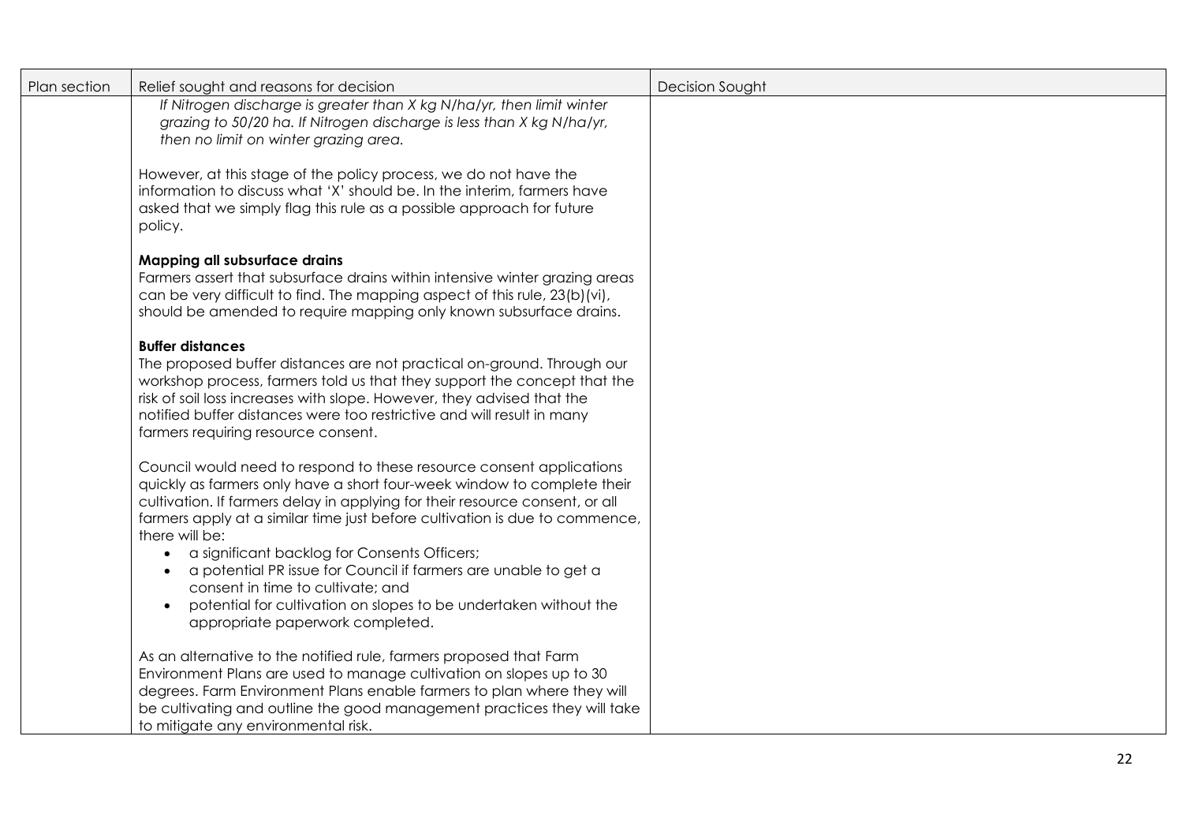| Plan section | Relief sought and reasons for decision | Decision Sought |
|---|---|---|
| | *If Nitrogen discharge is greater than X kg N/ha/yr, then limit winter grazing to 50/20 ha. If Nitrogen discharge is less than X kg N/ha/yr, then no limit on winter grazing area.*<br><br>However, at this stage of the policy process, we do not have the information to discuss what 'X' should be. In the interim, farmers have asked that we simply flag this rule as a possible approach for future policy.<br><br>**Mapping all subsurface drains**<br>Farmers assert that subsurface drains within intensive winter grazing areas can be very difficult to find. The mapping aspect of this rule, 23(b)(vi), should be amended to require mapping only known subsurface drains.<br><br>**Buffer distances**<br>The proposed buffer distances are not practical on-ground. Through our workshop process, farmers told us that they support the concept that the risk of soil loss increases with slope. However, they advised that the notified buffer distances were too restrictive and will result in many farmers requiring resource consent.<br><br>Council would need to respond to these resource consent applications quickly as farmers only have a short four-week window to complete their cultivation. If farmers delay in applying for their resource consent, or all farmers apply at a similar time just before cultivation is due to commence, there will be:<br>• a significant backlog for Consents Officers;<br>• a potential PR issue for Council if farmers are unable to get a consent in time to cultivate; and<br>• potential for cultivation on slopes to be undertaken without the appropriate paperwork completed.<br><br>As an alternative to the notified rule, farmers proposed that Farm Environment Plans are used to manage cultivation on slopes up to 30 degrees. Farm Environment Plans enable farmers to plan where they will be cultivating and outline the good management practices they will take to mitigate any environmental risk. | |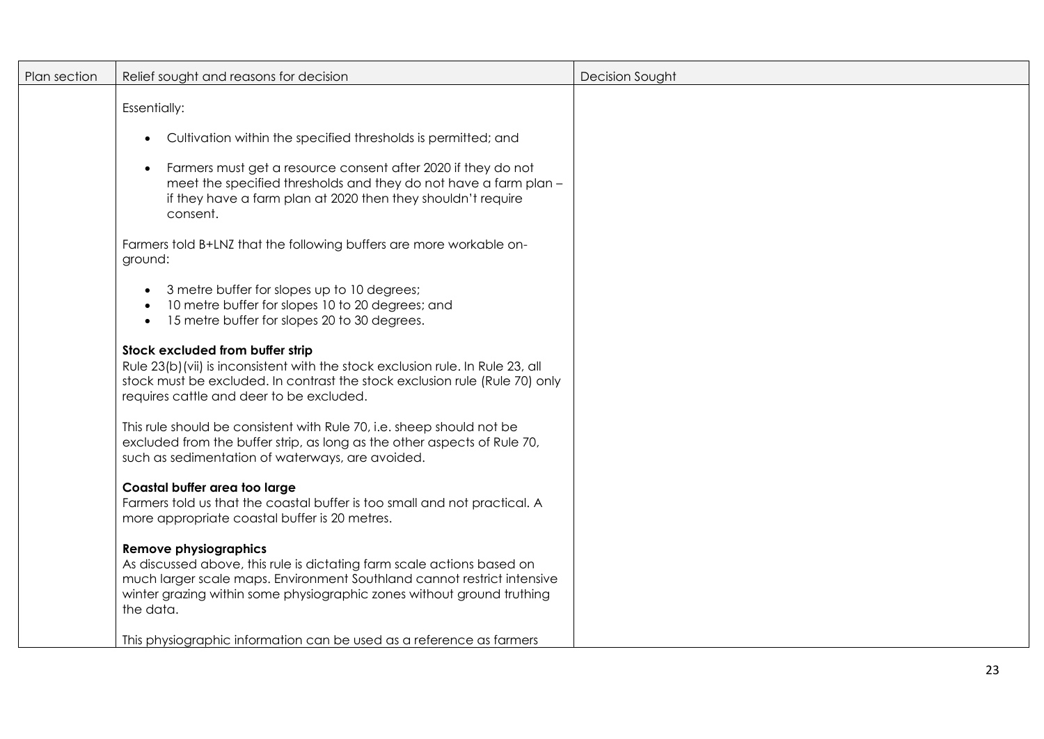| Plan section | Relief sought and reasons for decision | Decision Sought |
|---|---|---|
| | Essentially:<br><br>• Cultivation within the specified thresholds is permitted; and<br>• Farmers must get a resource consent after 2020 if they do not meet the specified thresholds and they do not have a farm plan – if they have a farm plan at 2020 then they shouldn't require consent.<br><br>Farmers told B+LNZ that the following buffers are more workable on-ground:<br><br>• 3 metre buffer for slopes up to 10 degrees;<br>• 10 metre buffer for slopes 10 to 20 degrees; and<br>• 15 metre buffer for slopes 20 to 30 degrees.<br><br>**Stock excluded from buffer strip**<br>Rule 23(b)(vii) is inconsistent with the stock exclusion rule. In Rule 23, all stock must be excluded. In contrast the stock exclusion rule (Rule 70) only requires cattle and deer to be excluded.<br><br>This rule should be consistent with Rule 70, i.e. sheep should not be excluded from the buffer strip, as long as the other aspects of Rule 70, such as sedimentation of waterways, are avoided.<br><br>**Coastal buffer area too large**<br>Farmers told us that the coastal buffer is too small and not practical. A more appropriate coastal buffer is 20 metres.<br><br>**Remove physiographics**<br>As discussed above, this rule is dictating farm scale actions based on much larger scale maps. Environment Southland cannot restrict intensive winter grazing within some physiographic zones without ground truthing the data.<br><br>This physiographic information can be used as a reference as farmers | |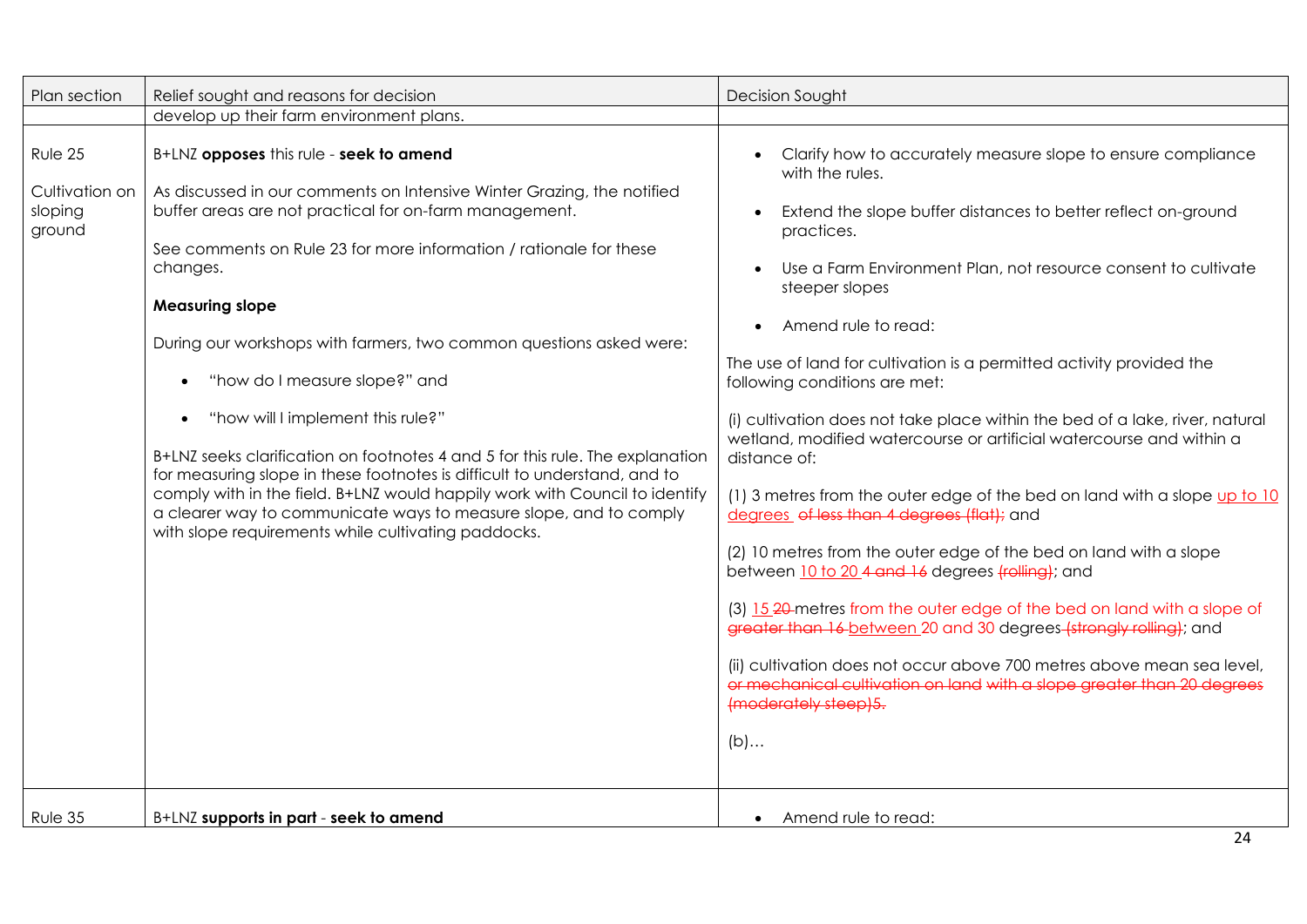| Plan section | Relief sought and reasons for decision | Decision Sought |
|---|---|---|
| | develop up their farm environment plans. | |
| Rule 25<br><br>Cultivation on sloping ground | B+LNZ **opposes** this rule - **seek to amend**<br><br>As discussed in our comments on Intensive Winter Grazing, the notified buffer areas are not practical for on-farm management.<br><br>See comments on Rule 23 for more information / rationale for these changes.<br><br>**Measuring slope**<br><br>During our workshops with farmers, two common questions asked were:<br><br>• "how do I measure slope?" and<br><br>• "how will I implement this rule?"<br><br>B+LNZ seeks clarification on footnotes 4 and 5 for this rule. The explanation for measuring slope in these footnotes is difficult to understand, and to comply with in the field. B+LNZ would happily work with Council to identify a clearer way to communicate ways to measure slope, and to comply with slope requirements while cultivating paddocks. | • Clarify how to accurately measure slope to ensure compliance with the rules.<br><br>• Extend the slope buffer distances to better reflect on-ground practices.<br><br>• Use a Farm Environment Plan, not resource consent to cultivate steeper slopes<br><br>• Amend rule to read:<br><br>The use of land for cultivation is a permitted activity provided the following conditions are met:<br><br>(i) cultivation does not take place within the bed of a lake, river, natural wetland, modified watercourse or artificial watercourse and within a distance of:<br><br>(1) 3 metres from the outer edge of the bed on land with a slope <u>up to 10 degrees</u> ~~of less than 4 degrees (flat);~~ and<br><br>(2) 10 metres from the outer edge of the bed on land with a slope between <u>10 to 20</u> ~~4 and 16~~ degrees ~~(rolling)~~; and<br><br>(3) <u>15</u> ~~20~~ metres from the outer edge of the bed on land with a slope of ~~greater than 16~~ <u>between</u> 20 and 30 degrees ~~(strongly rolling)~~; and<br><br>(ii) cultivation does not occur above 700 metres above mean sea level, ~~or mechanical cultivation on land with a slope greater than 20 degrees (moderately steep)5.~~<br><br>(b)… |
| Rule 35 | B+LNZ **supports in part** - **seek to amend** | • Amend rule to read: |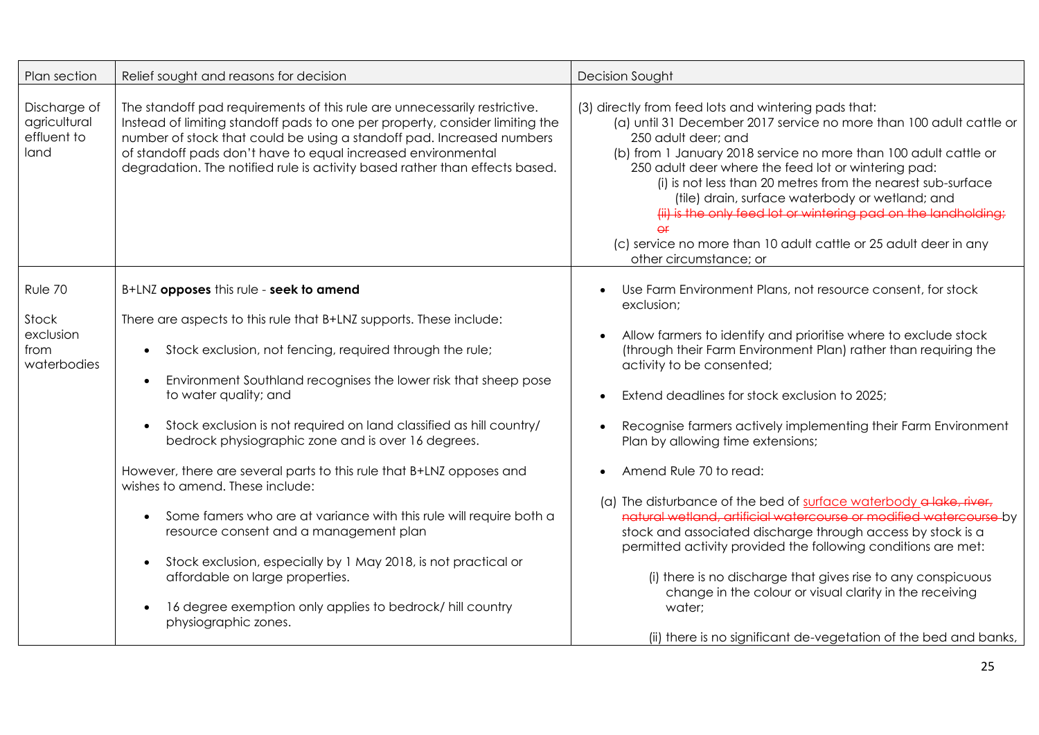| Plan section | Relief sought and reasons for decision | Decision Sought |
|---|---|---|
| Discharge of agricultural effluent to land | The standoff pad requirements of this rule are unnecessarily restrictive. Instead of limiting standoff pads to one per property, consider limiting the number of stock that could be using a standoff pad. Increased numbers of standoff pads don't have to equal increased environmental degradation. The notified rule is activity based rather than effects based. | (3) directly from feed lots and wintering pads that:<br>(a) until 31 December 2017 service no more than 100 adult cattle or 250 adult deer; and<br>(b) from 1 January 2018 service no more than 100 adult cattle or 250 adult deer where the feed lot or wintering pad:<br>(i) is not less than 20 metres from the nearest sub-surface (tile) drain, surface waterbody or wetland; and<br>~~(ii) is the only feed lot or wintering pad on the landholding; or~~<br>(c) service no more than 10 adult cattle or 25 adult deer in any other circumstance; or |
| Rule 70<br><br>Stock exclusion from waterbodies | B+LNZ **opposes** this rule - **seek to amend**<br><br>There are aspects to this rule that B+LNZ supports. These include:<br>• Stock exclusion, not fencing, required through the rule;<br>• Environment Southland recognises the lower risk that sheep pose to water quality; and<br>• Stock exclusion is not required on land classified as hill country/ bedrock physiographic zone and is over 16 degrees.<br><br>However, there are several parts to this rule that B+LNZ opposes and wishes to amend. These include:<br>• Some famers who are at variance with this rule will require both a resource consent and a management plan<br>• Stock exclusion, especially by 1 May 2018, is not practical or affordable on large properties.<br>• 16 degree exemption only applies to bedrock/ hill country physiographic zones. | • Use Farm Environment Plans, not resource consent, for stock exclusion;<br>• Allow farmers to identify and prioritise where to exclude stock (through their Farm Environment Plan) rather than requiring the activity to be consented;<br>• Extend deadlines for stock exclusion to 2025;<br>• Recognise farmers actively implementing their Farm Environment Plan by allowing time extensions;<br>• Amend Rule 70 to read:<br><br>(a) The disturbance of the bed of <u>surface waterbody</u> ~~a lake, river, natural wetland, artificial watercourse or modified watercourse~~ by stock and associated discharge through access by stock is a permitted activity provided the following conditions are met:<br>(i) there is no discharge that gives rise to any conspicuous change in the colour or visual clarity in the receiving water;<br>(ii) there is no significant de-vegetation of the bed and banks, |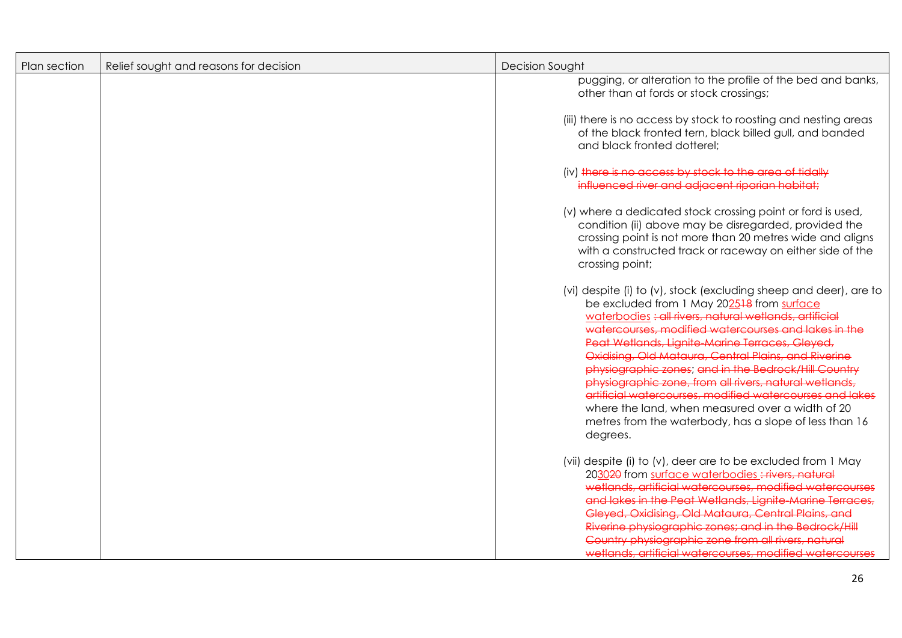| Plan section | Relief sought and reasons for decision | Decision Sought |
| --- | --- | --- |
| | | pugging, or alteration to the profile of the bed and banks, other than at fords or stock crossings;<br><br>(iii) there is no access by stock to roosting and nesting areas of the black fronted tern, black billed gull, and banded and black fronted dotterel;<br><br>(iv) ~~there is no access by stock to the area of tidally influenced river and adjacent riparian habitat;~~<br><br>(v) where a dedicated stock crossing point or ford is used, condition (ii) above may be disregarded, provided the crossing point is not more than 20 metres wide and aligns with a constructed track or raceway on either side of the crossing point;<br><br>(vi) despite (i) to (v), stock (excluding sheep and deer), are to be excluded from 1 May 20<u>25</u>~~18~~ from <u>surface waterbodies</u> ~~: all rivers, natural wetlands, artificial watercourses, modified watercourses and lakes in the Peat Wetlands, Lignite-Marine Terraces, Gleyed, Oxidising, Old Mataura, Central Plains, and Riverine physiographic zones~~; ~~and in the Bedrock/Hill Country physiographic zone, from all rivers, natural wetlands, artificial watercourses, modified watercourses and lakes~~ where the land, when measured over a width of 20 metres from the waterbody, has a slope of less than 16 degrees.<br><br>(vii) despite (i) to (v), deer are to be excluded from 1 May 20<u>30</u>~~20~~ from <u>surface waterbodies</u> ~~: rivers, natural wetlands, artificial watercourses, modified watercourses and lakes in the Peat Wetlands, Lignite-Marine Terraces, Gleyed, Oxidising, Old Mataura, Central Plains, and Riverine physiographic zones; and in the Bedrock/Hill Country physiographic zone from all rivers, natural wetlands, artificial watercourses, modified watercourses~~ |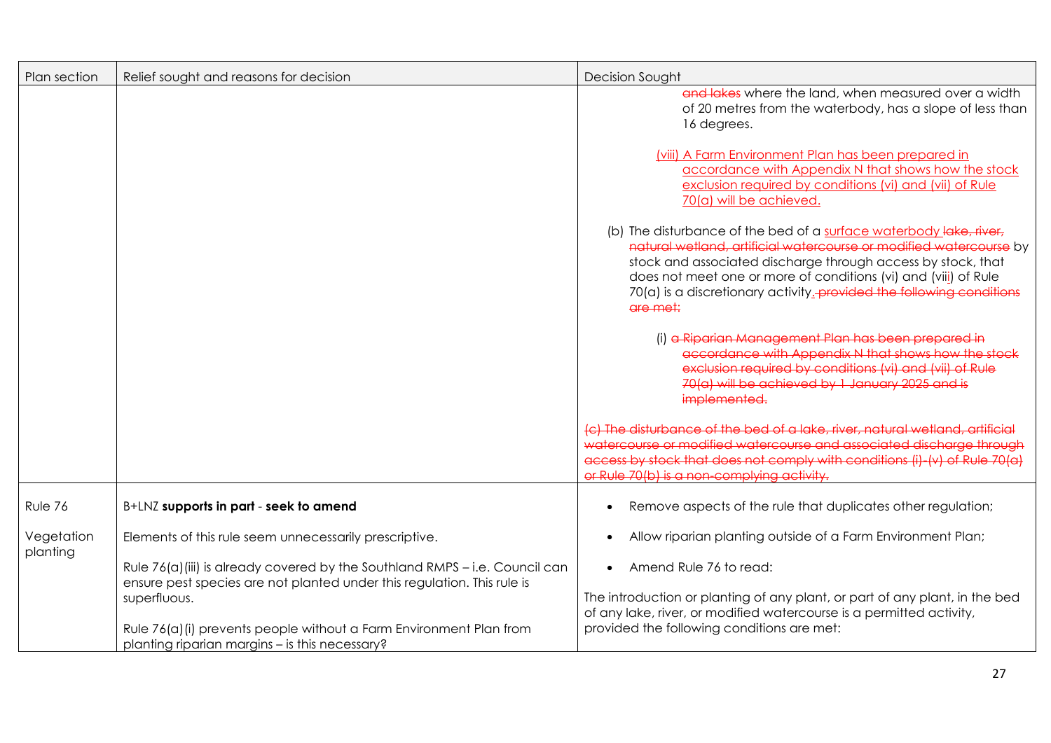| Plan section | Relief sought and reasons for decision | Decision Sought |
|---|---|---|
| | | ~~and lakes~~ where the land, when measured over a width of 20 metres from the waterbody, has a slope of less than 16 degrees.<br><br><u>(viii) A Farm Environment Plan has been prepared in accordance with Appendix N that shows how the stock exclusion required by conditions (vi) and (vii) of Rule 70(a) will be achieved.</u><br><br>(b) The disturbance of the bed of a <u>surface waterbody</u> ~~lake, river, natural wetland, artificial watercourse or modified watercourse~~ by stock and associated discharge through access by stock, that does not meet one or more of conditions (vi) and (vii) of Rule 70(a) is a discretionary activity<u>.</u> ~~, provided the following conditions are met:~~<br><br>(i) ~~a Riparian Management Plan has been prepared in accordance with Appendix N that shows how the stock exclusion required by conditions (vi) and (vii) of Rule 70(a) will be achieved by 1 January 2025 and is implemented.~~<br><br>~~(c) The disturbance of the bed of a lake, river, natural wetland, artificial watercourse or modified watercourse and associated discharge through access by stock that does not comply with conditions (i)-(v) of Rule 70(a) or Rule 70(b) is a non-complying activity.~~ |
| Rule 76<br><br>Vegetation planting | B+LNZ **supports in part** - **seek to amend**<br><br>Elements of this rule seem unnecessarily prescriptive.<br><br>Rule 76(a)(iii) is already covered by the Southland RMPS – i.e. Council can ensure pest species are not planted under this regulation. This rule is superfluous.<br><br>Rule 76(a)(i) prevents people without a Farm Environment Plan from planting riparian margins – is this necessary? | • Remove aspects of the rule that duplicates other regulation;<br>• Allow riparian planting outside of a Farm Environment Plan;<br>• Amend Rule 76 to read:<br><br>The introduction or planting of any plant, or part of any plant, in the bed of any lake, river, or modified watercourse is a permitted activity, provided the following conditions are met: |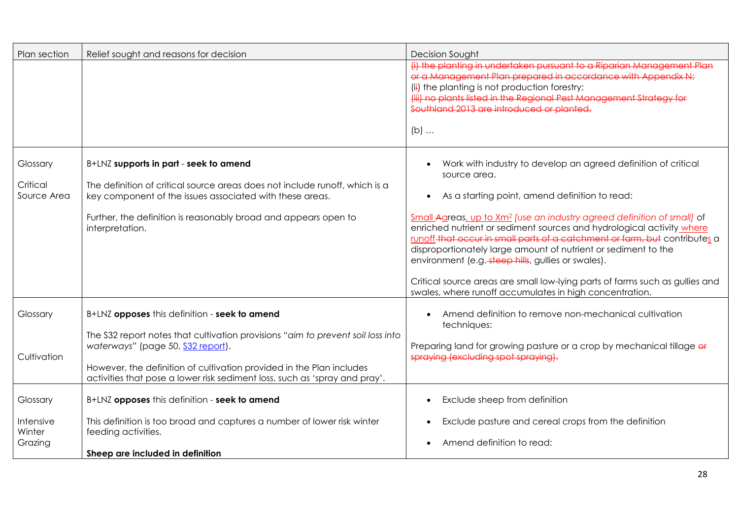| Plan section | Relief sought and reasons for decision | Decision Sought |
|---|---|---|
| | | ~~(i) the planting in undertaken pursuant to a Riparian Management Plan or a Management Plan prepared in accordance with Appendix N;~~<br>(i~~i~~) the planting is not production forestry;<br>~~(iii) no plants listed in the Regional Pest Management Strategy for Southland 2013 are introduced or planted.~~<br><br>(b) … |
| Glossary<br><br>Critical Source Area | B+LNZ **supports in part** - **seek to amend**<br><br>The definition of critical source areas does not include runoff, which is a key component of the issues associated with these areas.<br><br>Further, the definition is reasonably broad and appears open to interpretation. | • Work with industry to develop an agreed definition of critical source area.<br><br>• As a starting point, amend definition to read:<br><br><u>Small</u> ~~A~~<u>a</u>reas<u>, up to Xm² </u>*[use an industry agreed definition of small]* of enriched nutrient or sediment sources and hydrological activity <u>where runoff</u> ~~that occur in small parts of a catchment or farm, but~~ contribute<u>s</u> a disproportionately large amount of nutrient or sediment to the environment (e.g. ~~steep hills~~, gullies or swales).<br><br>Critical source areas are small low-lying parts of farms such as gullies and swales, where runoff accumulates in high concentration. |
| Glossary<br><br>Cultivation | B+LNZ **opposes** this definition - **seek to amend**<br><br>The S32 report notes that cultivation provisions "*aim to prevent soil loss into waterways*" (page 50, S32 report).<br><br>However, the definition of cultivation provided in the Plan includes activities that pose a lower risk sediment loss, such as 'spray and pray'. | • Amend definition to remove non-mechanical cultivation techniques:<br><br>Preparing land for growing pasture or a crop by mechanical tillage ~~or spraying (excluding spot spraying).~~ |
| Glossary<br><br>Intensive Winter Grazing | B+LNZ **opposes** this definition - **seek to amend**<br><br>This definition is too broad and captures a number of lower risk winter feeding activities.<br><br>**Sheep are included in definition** | • Exclude sheep from definition<br><br>• Exclude pasture and cereal crops from the definition<br><br>• Amend definition to read: |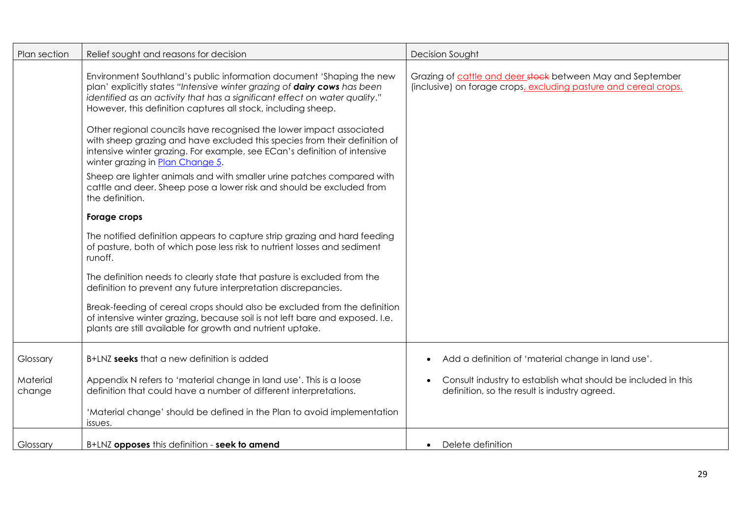| Plan section | Relief sought and reasons for decision | Decision Sought |
|---|---|---|
| | Environment Southland's public information document 'Shaping the new plan' explicitly states "*Intensive winter grazing of **dairy cows** has been identified as an activity that has a significant effect on water quality*." However, this definition captures all stock, including sheep.<br><br>Other regional councils have recognised the lower impact associated with sheep grazing and have excluded this species from their definition of intensive winter grazing. For example, see ECan's definition of intensive winter grazing in [Plan Change 5](Plan Change 5).<br><br>Sheep are lighter animals and with smaller urine patches compared with cattle and deer. Sheep pose a lower risk and should be excluded from the definition.<br><br>**Forage crops**<br><br>The notified definition appears to capture strip grazing and hard feeding of pasture, both of which pose less risk to nutrient losses and sediment runoff.<br><br>The definition needs to clearly state that pasture is excluded from the definition to prevent any future interpretation discrepancies.<br><br>Break-feeding of cereal crops should also be excluded from the definition of intensive winter grazing, because soil is not left bare and exposed. I.e. plants are still available for growth and nutrient uptake. | Grazing of <u>cattle and deer</u> ~~stock~~ between May and September (inclusive) on forage crops<u>, excluding pasture and cereal crops.</u> |
| Glossary<br><br>Material change | B+LNZ **seeks** that a new definition is added<br><br>Appendix N refers to 'material change in land use'. This is a loose definition that could have a number of different interpretations.<br><br>'Material change' should be defined in the Plan to avoid implementation issues. | • Add a definition of 'material change in land use'.<br>• Consult industry to establish what should be included in this definition, so the result is industry agreed. |
| Glossary | B+LNZ **opposes** this definition - **seek to amend** | • Delete definition |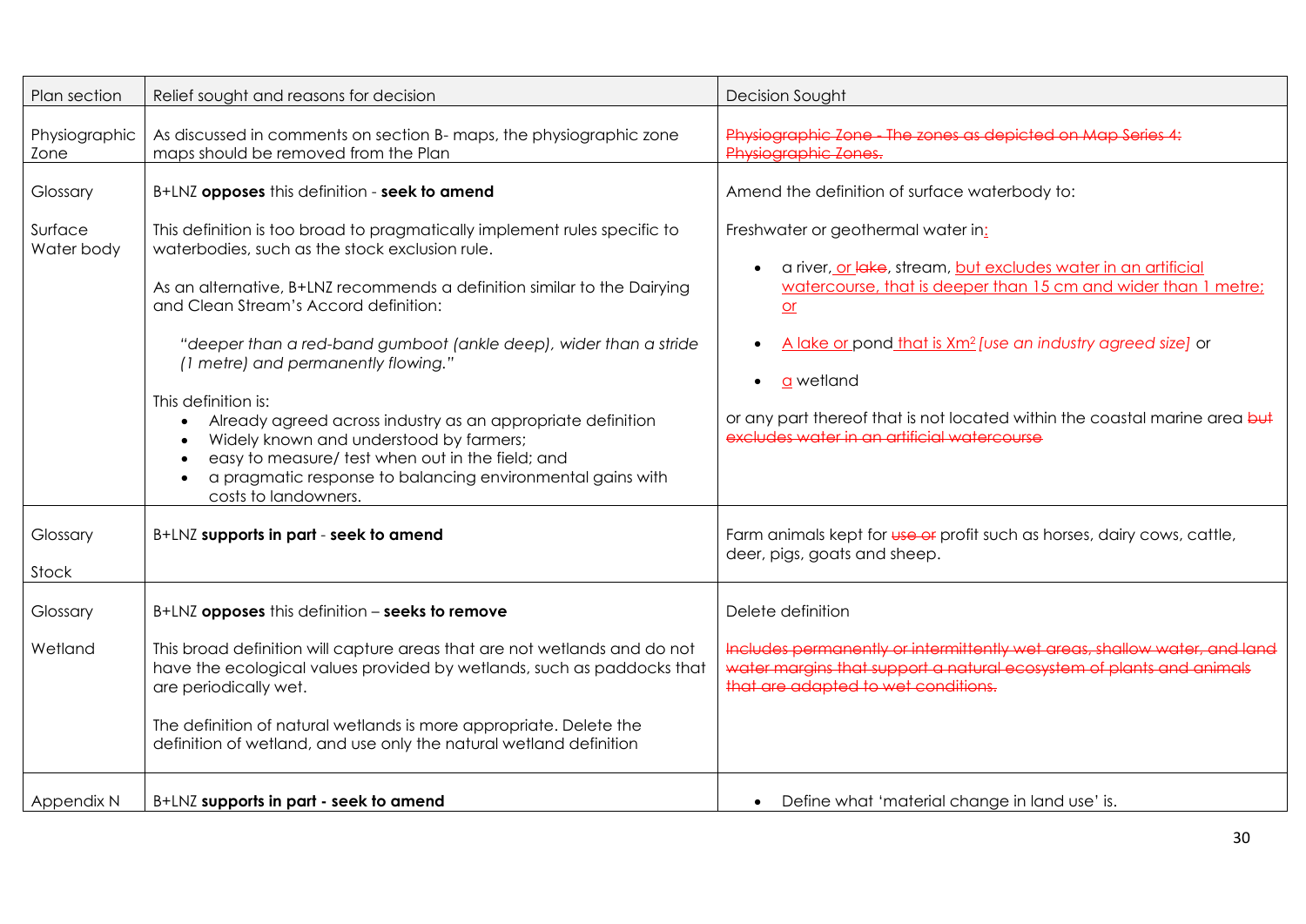| Plan section | Relief sought and reasons for decision | Decision Sought |
|---|---|---|
| Physiographic Zone | As discussed in comments on section B- maps, the physiographic zone maps should be removed from the Plan | ~~Physiographic Zone - The zones as depicted on Map Series 4: Physiographic Zones.~~ |
| Glossary<br><br>Surface Water body | B+LNZ **opposes** this definition - **seek to amend**<br><br>This definition is too broad to pragmatically implement rules specific to waterbodies, such as the stock exclusion rule.<br><br>As an alternative, B+LNZ recommends a definition similar to the Dairying and Clean Stream's Accord definition:<br><br>*"deeper than a red-band gumboot (ankle deep), wider than a stride (1 metre) and permanently flowing."*<br><br>This definition is:<br>• Already agreed across industry as an appropriate definition<br>• Widely known and understood by farmers;<br>• easy to measure/ test when out in the field; and<br>• a pragmatic response to balancing environmental gains with costs to landowners. | Amend the definition of surface waterbody to:<br><br>Freshwater or geothermal water in:<br><br>• a river, or ~~lake~~, stream, but excludes water in an artificial watercourse, that is deeper than 15 cm and wider than 1 metre; or<br><br>• A lake or pond that is Xm² *[use an industry agreed size]* or<br><br>• a wetland<br><br>or any part thereof that is not located within the coastal marine area ~~but excludes water in an artificial watercourse~~ |
| Glossary<br><br>Stock | B+LNZ **supports in part** - **seek to amend** | Farm animals kept for ~~use or~~ profit such as horses, dairy cows, cattle, deer, pigs, goats and sheep. |
| Glossary<br><br>Wetland | B+LNZ **opposes** this definition – **seeks to remove**<br><br>This broad definition will capture areas that are not wetlands and do not have the ecological values provided by wetlands, such as paddocks that are periodically wet.<br><br>The definition of natural wetlands is more appropriate. Delete the definition of wetland, and use only the natural wetland definition | Delete definition<br><br>~~Includes permanently or intermittently wet areas, shallow water, and land water margins that support a natural ecosystem of plants and animals that are adapted to wet conditions.~~ |
| Appendix N | B+LNZ **supports in part - seek to amend** | • Define what 'material change in land use' is. |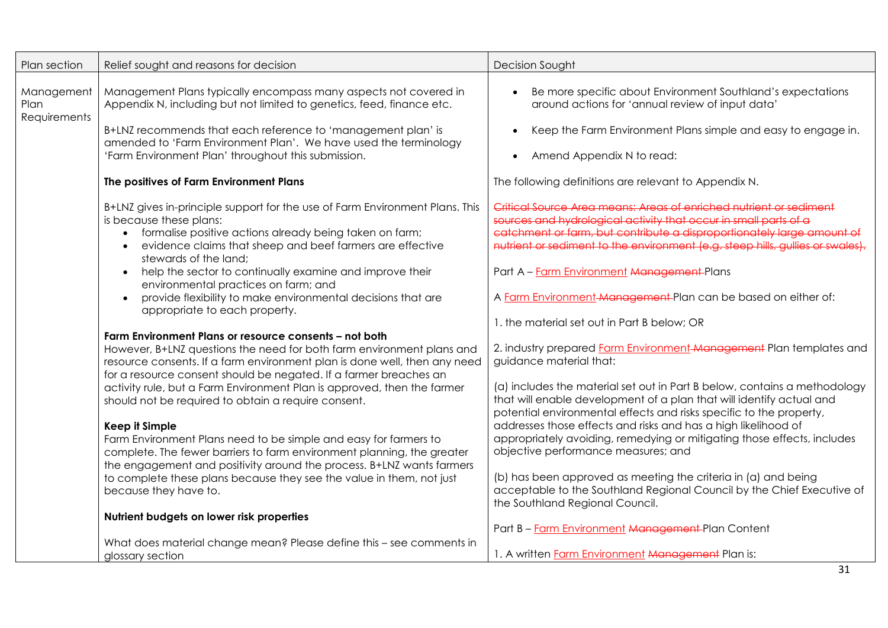| Plan section | Relief sought and reasons for decision | Decision Sought |
|---|---|---|
| Management Plan Requirements | Management Plans typically encompass many aspects not covered in Appendix N, including but not limited to genetics, feed, finance etc.<br><br>B+LNZ recommends that each reference to 'management plan' is amended to 'Farm Environment Plan'. We have used the terminology 'Farm Environment Plan' throughout this submission.<br><br>**The positives of Farm Environment Plans**<br><br>B+LNZ gives in-principle support for the use of Farm Environment Plans. This is because these plans:<br>• formalise positive actions already being taken on farm;<br>• evidence claims that sheep and beef farmers are effective stewards of the land;<br>• help the sector to continually examine and improve their environmental practices on farm; and<br>• provide flexibility to make environmental decisions that are appropriate to each property.<br><br>**Farm Environment Plans or resource consents – not both**<br>However, B+LNZ questions the need for both farm environment plans and resource consents. If a farm environment plan is done well, then any need for a resource consent should be negated. If a farmer breaches an activity rule, but a Farm Environment Plan is approved, then the farmer should not be required to obtain a require consent.<br><br>**Keep it Simple**<br>Farm Environment Plans need to be simple and easy for farmers to complete. The fewer barriers to farm environment planning, the greater the engagement and positivity around the process. B+LNZ wants farmers to complete these plans because they see the value in them, not just because they have to.<br><br>**Nutrient budgets on lower risk properties**<br><br>What does material change mean? Please define this – see comments in glossary section | • Be more specific about Environment Southland's expectations around actions for 'annual review of input data'<br><br>• Keep the Farm Environment Plans simple and easy to engage in.<br><br>• Amend Appendix N to read:<br><br>The following definitions are relevant to Appendix N.<br><br>~~Critical Source Area means: Areas of enriched nutrient or sediment sources and hydrological activity that occur in small parts of a catchment or farm, but contribute a disproportionately large amount of nutrient or sediment to the environment (e.g. steep hills, gullies or swales).~~<br><br>Part A – <u>Farm Environment</u> ~~Management~~ Plans<br><br>A <u>Farm Environment</u> ~~Management~~ Plan can be based on either of:<br><br>1. the material set out in Part B below; OR<br><br>2. industry prepared <u>Farm Environment</u> ~~Management~~ Plan templates and guidance material that:<br><br>(a) includes the material set out in Part B below, contains a methodology that will enable development of a plan that will identify actual and potential environmental effects and risks specific to the property, addresses those effects and risks and has a high likelihood of appropriately avoiding, remedying or mitigating those effects, includes objective performance measures; and<br><br>(b) has been approved as meeting the criteria in (a) and being acceptable to the Southland Regional Council by the Chief Executive of the Southland Regional Council.<br><br>Part B – <u>Farm Environment</u> ~~Management~~ Plan Content<br><br>1. A written <u>Farm Environment</u> ~~Management~~ Plan is: |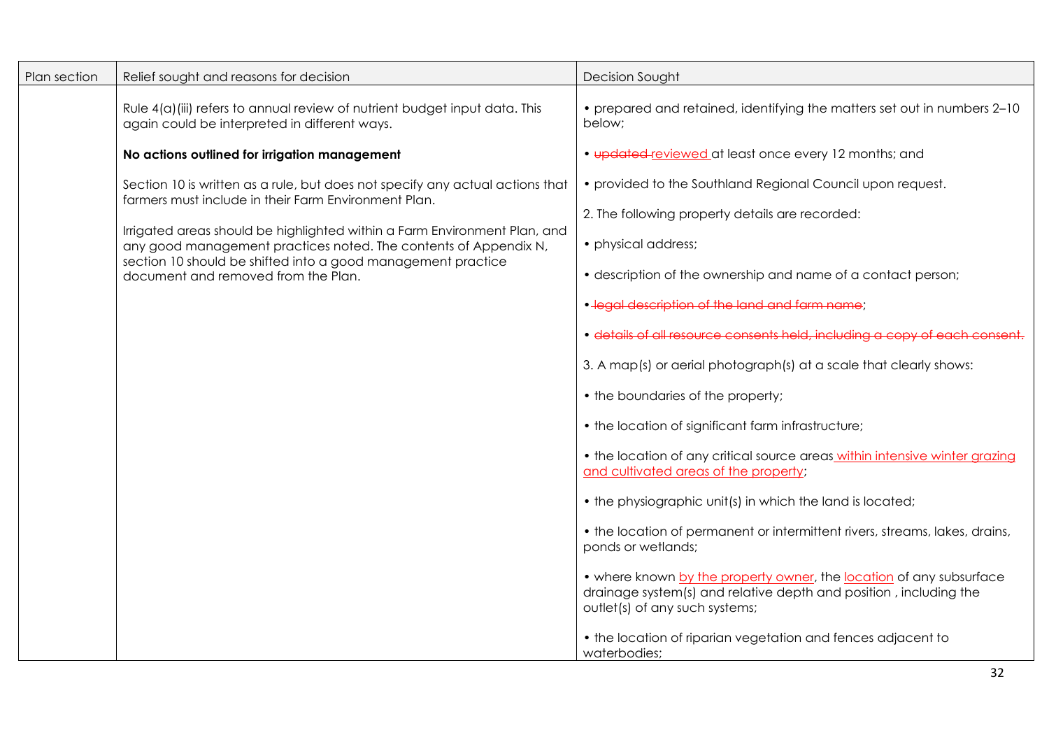| Plan section | Relief sought and reasons for decision | Decision Sought |
| --- | --- | --- |
| | Rule 4(a)(iii) refers to annual review of nutrient budget input data. This again could be interpreted in different ways.<br><br>**No actions outlined for irrigation management**<br><br>Section 10 is written as a rule, but does not specify any actual actions that farmers must include in their Farm Environment Plan.<br><br>Irrigated areas should be highlighted within a Farm Environment Plan, and any good management practices noted. The contents of Appendix N, section 10 should be shifted into a good management practice document and removed from the Plan. | • prepared and retained, identifying the matters set out in numbers 2–10 below;<br><br>• ~~updated~~ reviewed at least once every 12 months; and<br><br>• provided to the Southland Regional Council upon request.<br><br>2. The following property details are recorded:<br><br>• physical address;<br><br>• description of the ownership and name of a contact person;<br><br>• ~~legal description of the land and farm name~~;<br><br>• ~~details of all resource consents held, including a copy of each consent.~~<br><br>3. A map(s) or aerial photograph(s) at a scale that clearly shows:<br><br>• the boundaries of the property;<br><br>• the location of significant farm infrastructure;<br><br>• the location of any critical source areas within intensive winter grazing and cultivated areas of the property;<br><br>• the physiographic unit(s) in which the land is located;<br><br>• the location of permanent or intermittent rivers, streams, lakes, drains, ponds or wetlands;<br><br>• where known by the property owner, the location of any subsurface drainage system(s) and relative depth and position , including the outlet(s) of any such systems;<br><br>• the location of riparian vegetation and fences adjacent to waterbodies; |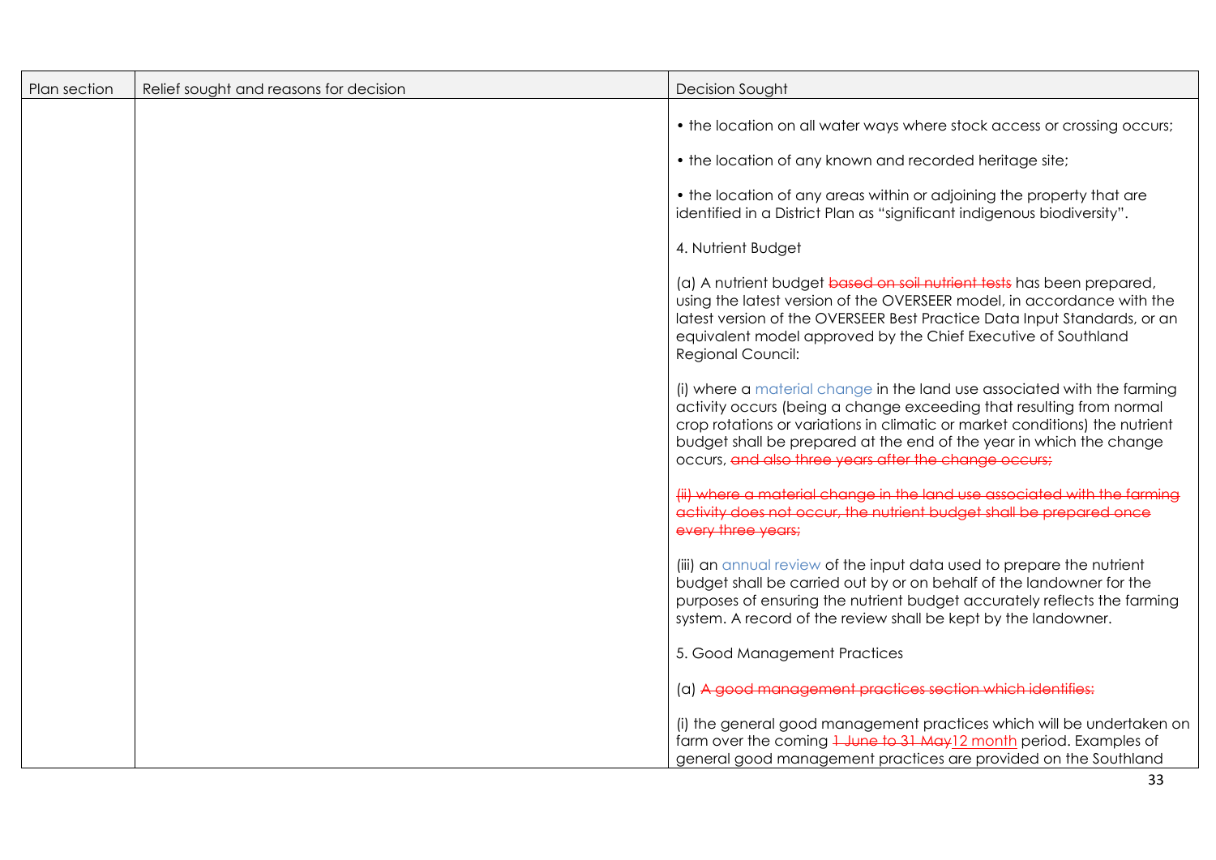| Plan section | Relief sought and reasons for decision | Decision Sought |
| --- | --- | --- |
| | | • the location on all water ways where stock access or crossing occurs;<br><br>• the location of any known and recorded heritage site;<br><br>• the location of any areas within or adjoining the property that are identified in a District Plan as "significant indigenous biodiversity".<br><br>4. Nutrient Budget<br><br>(a) A nutrient budget ~~based on soil nutrient tests~~ has been prepared, using the latest version of the OVERSEER model, in accordance with the latest version of the OVERSEER Best Practice Data Input Standards, or an equivalent model approved by the Chief Executive of Southland Regional Council:<br><br>(i) where a material change in the land use associated with the farming activity occurs (being a change exceeding that resulting from normal crop rotations or variations in climatic or market conditions) the nutrient budget shall be prepared at the end of the year in which the change occurs, ~~and also three years after the change occurs;~~<br><br>~~(ii) where a material change in the land use associated with the farming activity does not occur, the nutrient budget shall be prepared once every three years;~~<br><br>(iii) an annual review of the input data used to prepare the nutrient budget shall be carried out by or on behalf of the landowner for the purposes of ensuring the nutrient budget accurately reflects the farming system. A record of the review shall be kept by the landowner.<br><br>5. Good Management Practices<br><br>(a) ~~A good management practices section which identifies:~~<br><br>(i) the general good management practices which will be undertaken on farm over the coming ~~1 June to 31 May~~12 month period. Examples of general good management practices are provided on the Southland |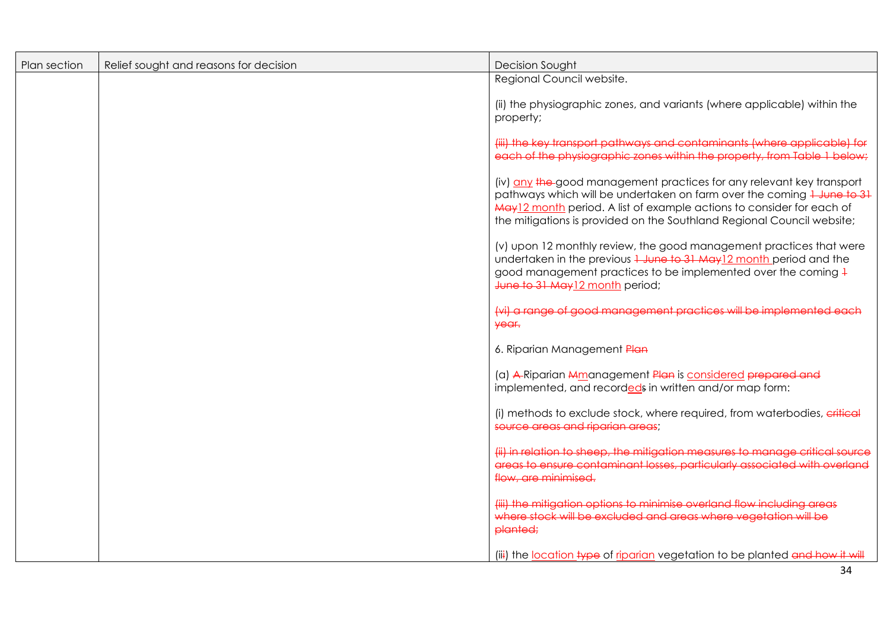| Plan section | Relief sought and reasons for decision | Decision Sought |
| --- | --- | --- |
| | | Regional Council website.<br><br>(ii) the physiographic zones, and variants (where applicable) within the property;<br><br>~~(iii) the key transport pathways and contaminants (where applicable) for each of the physiographic zones within the property, from Table 1 below;~~<br><br>(iv) <u>any</u> ~~the~~ good management practices for any relevant key transport pathways which will be undertaken on farm over the coming ~~1 June to 31 May~~<u>12 month</u> period. A list of example actions to consider for each of the mitigations is provided on the Southland Regional Council website;<br><br>(v) upon 12 monthly review, the good management practices that were undertaken in the previous ~~1 June to 31 May~~<u>12 month</u> period and the good management practices to be implemented over the coming ~~1 June to 31 May~~<u>12 month</u> period;<br><br>~~(vi) a range of good management practices will be implemented each year.~~<br><br>6. Riparian Management ~~Plan~~<br><br>(a) ~~A~~ Riparian ~~M~~<u>m</u>anagement ~~Plan~~ is <u>considered</u> ~~prepared and~~ implemented, and record<u>ed</u>~~s~~ in written and/or map form:<br><br>(i) methods to exclude stock, where required, from waterbodies, ~~critical source areas and riparian areas~~;<br><br>~~(ii) in relation to sheep, the mitigation measures to manage critical source areas to ensure contaminant losses, particularly associated with overland flow, are minimised.~~<br><br>~~(iii) the mitigation options to minimise overland flow including areas where stock will be excluded and areas where vegetation will be planted;~~<br><br>(ii~~i~~) the <u>location</u> ~~type~~ of <u>riparian</u> vegetation to be planted ~~and how it will~~ |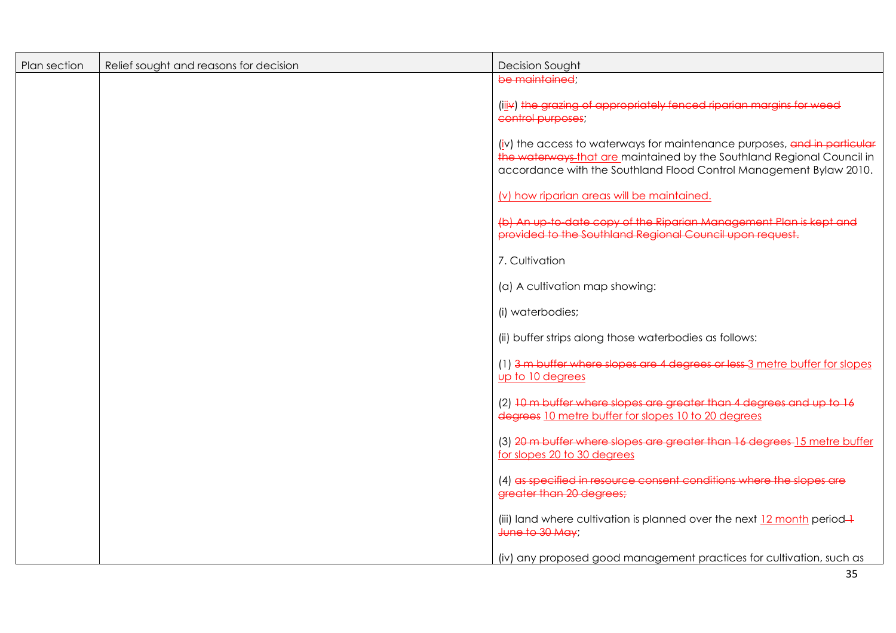| Plan section | Relief sought and reasons for decision | Decision Sought |
| --- | --- | --- |
| | | ~~be maintained~~;<br><br>(i~~iv~~) ~~the grazing of appropriately fenced riparian margins for weed control purposes~~;<br><br>(iv) the access to waterways for maintenance purposes, ~~and in particular the waterways~~ that are maintained by the Southland Regional Council in accordance with the Southland Flood Control Management Bylaw 2010.<br><br>(v) how riparian areas will be maintained.<br><br>~~(b) An up-to-date copy of the Riparian Management Plan is kept and provided to the Southland Regional Council upon request.~~<br><br>7. Cultivation<br><br>(a) A cultivation map showing:<br><br>(i) waterbodies;<br><br>(ii) buffer strips along those waterbodies as follows:<br><br>(1) ~~3 m buffer where slopes are 4 degrees or less~~ 3 metre buffer for slopes up to 10 degrees<br><br>(2) ~~10 m buffer where slopes are greater than 4 degrees and up to 16 degrees~~ 10 metre buffer for slopes 10 to 20 degrees<br><br>(3) ~~20 m buffer where slopes are greater than 16 degrees~~ 15 metre buffer for slopes 20 to 30 degrees<br><br>(4) ~~as specified in resource consent conditions where the slopes are greater than 20 degrees;~~<br><br>(iii) land where cultivation is planned over the next 12 month period ~~1 June to 30 May~~;<br><br>(iv) any proposed good management practices for cultivation, such as |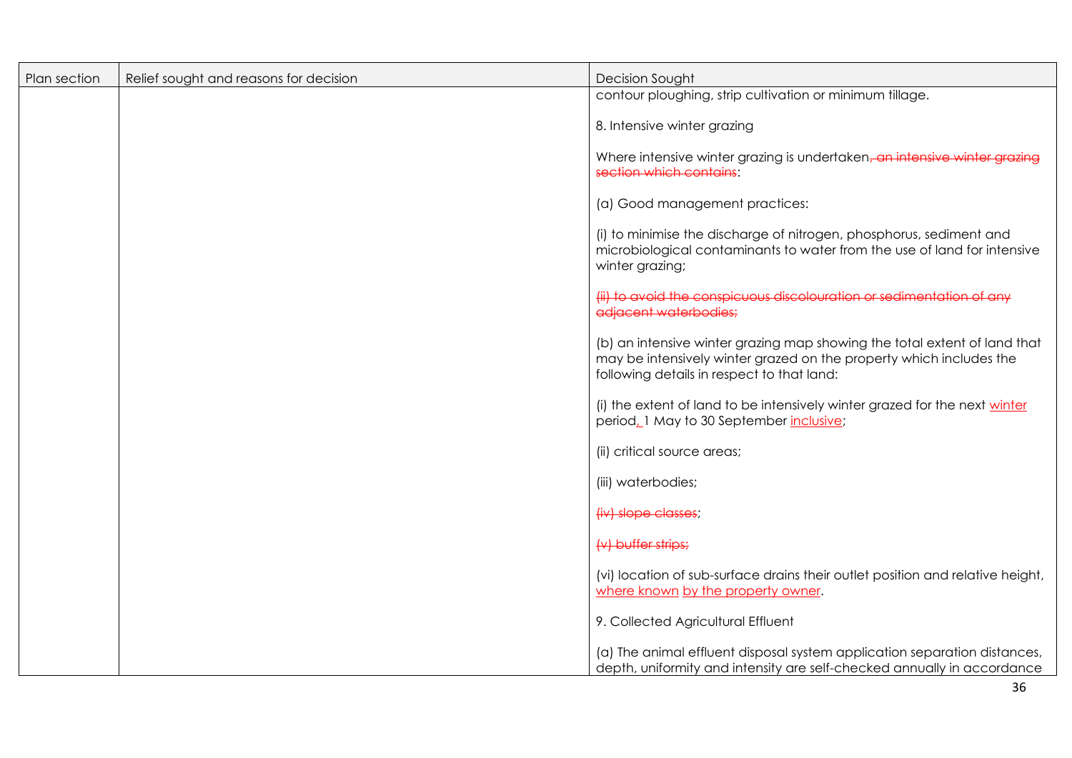| Plan section | Relief sought and reasons for decision | Decision Sought |
|---|---|---|
| | | contour ploughing, strip cultivation or minimum tillage.<br><br>8. Intensive winter grazing<br><br>Where intensive winter grazing is undertaken~~, an intensive winter grazing section which contains~~:<br><br>(a) Good management practices:<br><br>(i) to minimise the discharge of nitrogen, phosphorus, sediment and microbiological contaminants to water from the use of land for intensive winter grazing;<br><br>~~(ii) to avoid the conspicuous discolouration or sedimentation of any adjacent waterbodies;~~<br><br>(b) an intensive winter grazing map showing the total extent of land that may be intensively winter grazed on the property which includes the following details in respect to that land:<br><br>(i) the extent of land to be intensively winter grazed for the next <u>winter</u> period<u>,</u> 1 May to 30 September <u>inclusive</u>;<br><br>(ii) critical source areas;<br><br>(iii) waterbodies;<br><br>~~(iv) slope classes~~;<br><br>~~(v) buffer strips;~~<br><br>(vi) location of sub-surface drains their outlet position and relative height, <u>where known</u> <u>by the property owner</u>.<br><br>9. Collected Agricultural Effluent<br><br>(a) The animal effluent disposal system application separation distances, depth, uniformity and intensity are self-checked annually in accordance |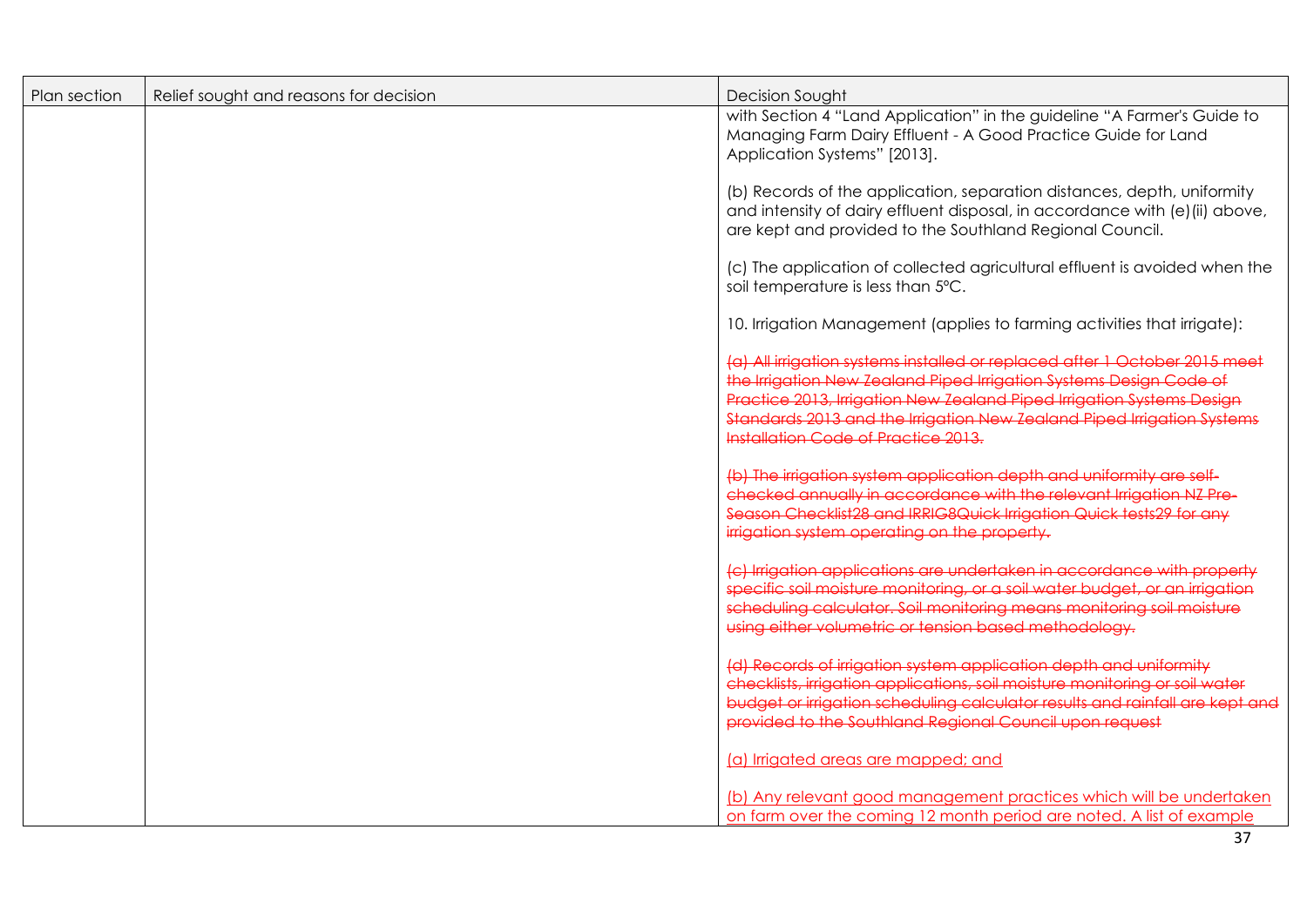| Plan section | Relief sought and reasons for decision | Decision Sought |
| --- | --- | --- |
| | | with Section 4 "Land Application" in the guideline "A Farmer's Guide to Managing Farm Dairy Effluent - A Good Practice Guide for Land Application Systems" [2013].<br><br>(b) Records of the application, separation distances, depth, uniformity and intensity of dairy effluent disposal, in accordance with (e)(ii) above, are kept and provided to the Southland Regional Council.<br><br>(c) The application of collected agricultural effluent is avoided when the soil temperature is less than 5°C.<br><br>10. Irrigation Management (applies to farming activities that irrigate):<br><br>~~(a) All irrigation systems installed or replaced after 1 October 2015 meet the Irrigation New Zealand Piped Irrigation Systems Design Code of Practice 2013, Irrigation New Zealand Piped Irrigation Systems Design Standards 2013 and the Irrigation New Zealand Piped Irrigation Systems Installation Code of Practice 2013.~~<br><br>~~(b) The irrigation system application depth and uniformity are self-checked annually in accordance with the relevant Irrigation NZ Pre-Season Checklist28 and IRRIG8Quick Irrigation Quick tests29 for any irrigation system operating on the property.~~<br><br>~~(c) Irrigation applications are undertaken in accordance with property specific soil moisture monitoring, or a soil water budget, or an irrigation scheduling calculator. Soil monitoring means monitoring soil moisture using either volumetric or tension based methodology.~~<br><br>~~(d) Records of irrigation system application depth and uniformity checklists, irrigation applications, soil moisture monitoring or soil water budget or irrigation scheduling calculator results and rainfall are kept and provided to the Southland Regional Council upon request~~<br><br><u>(a) Irrigated areas are mapped; and</u><br><br><u>(b) Any relevant good management practices which will be undertaken on farm over the coming 12 month period are noted. A list of example</u> |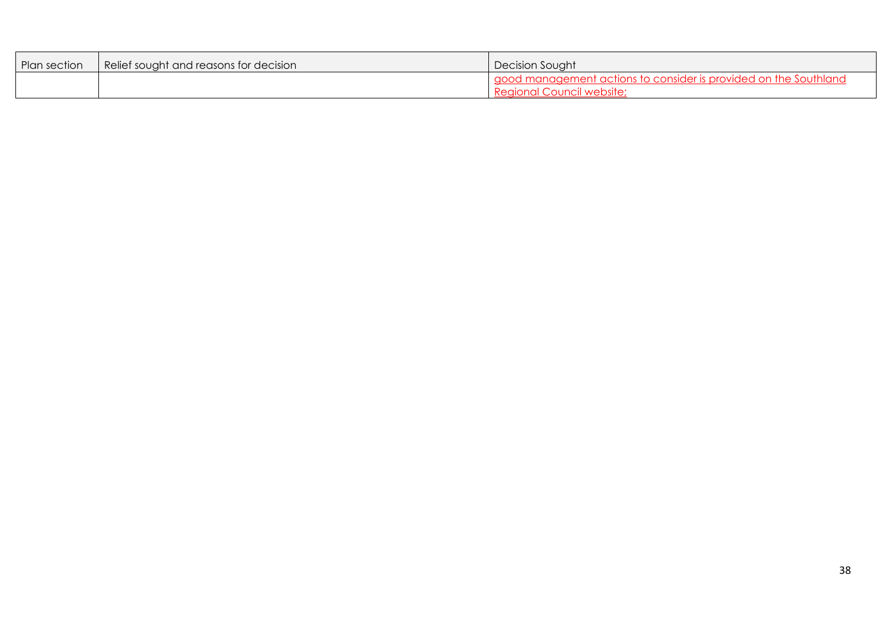| Plan section | Relief sought and reasons for decision | Decision Sought |
|---|---|---|
| | | good management actions to consider is provided on the Southland Regional Council website; |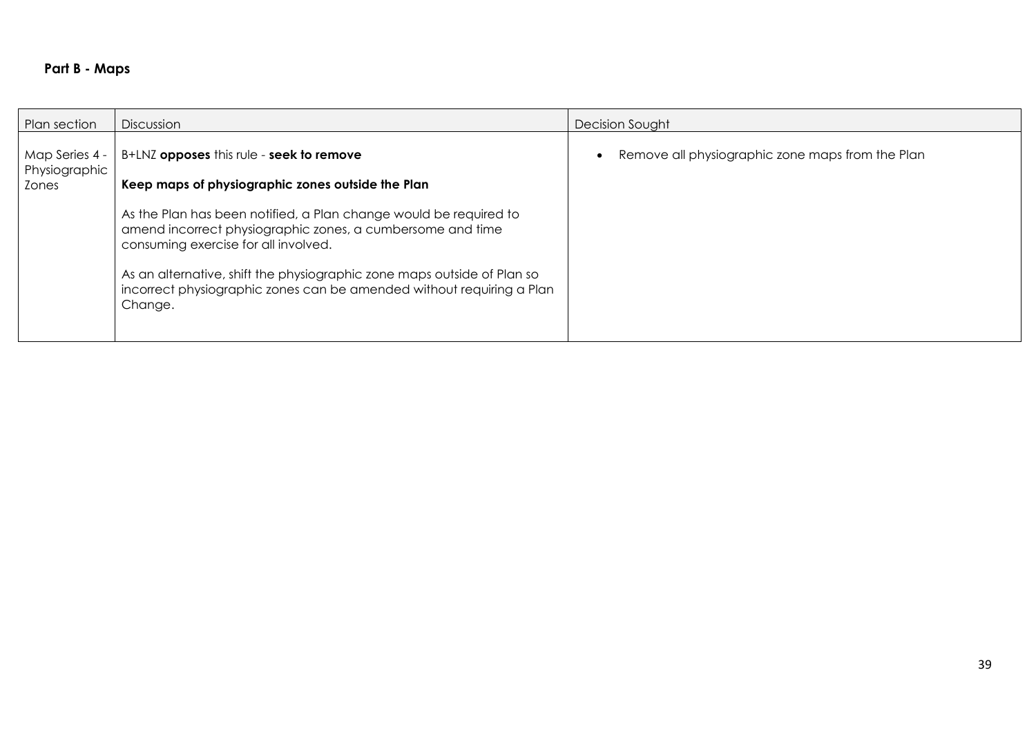**Part B - Maps**

| Plan section | Discussion | Decision Sought |
| --- | --- | --- |
| Map Series 4 - Physiographic Zones | B+LNZ **opposes** this rule - **seek to remove**<br><br>**Keep maps of physiographic zones outside the Plan**<br><br>As the Plan has been notified, a Plan change would be required to amend incorrect physiographic zones, a cumbersome and time consuming exercise for all involved.<br><br>As an alternative, shift the physiographic zone maps outside of Plan so incorrect physiographic zones can be amended without requiring a Plan Change. | • Remove all physiographic zone maps from the Plan |